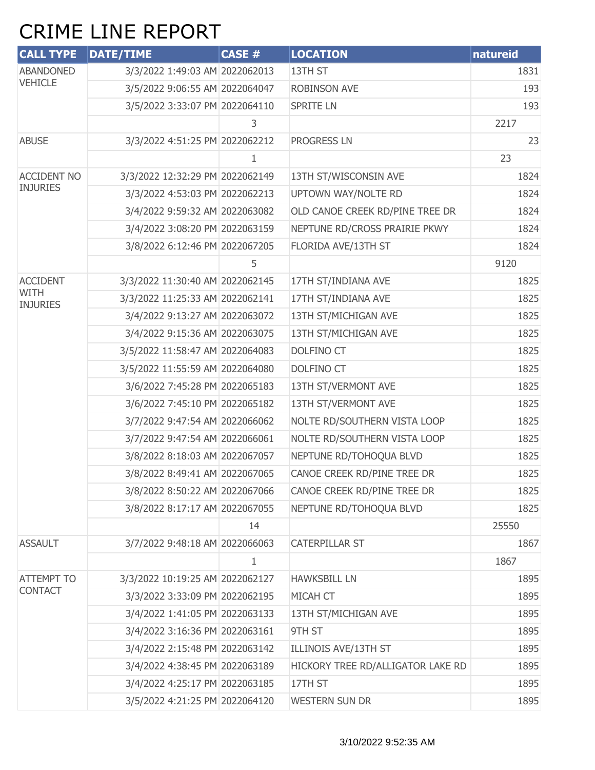# CRIME LINE REPORT

| CALL TYPE | DATE/TIME | CASE # | LOCATION | natureid |
|---|---|---|---|---|
| ABANDONED VEHICLE | 3/3/2022 1:49:03 AM | 2022062013 | 13TH ST | 1831 |
| | 3/5/2022 9:06:55 AM | 2022064047 | ROBINSON AVE | 193 |
| | 3/5/2022 3:33:07 PM | 2022064110 | SPRITE LN | 193 |
| | | 3 | | 2217 |
| ABUSE | 3/3/2022 4:51:25 PM | 2022062212 | PROGRESS LN | 23 |
| | | 1 | | 23 |
| ACCIDENT NO INJURIES | 3/3/2022 12:32:29 PM | 2022062149 | 13TH ST/WISCONSIN AVE | 1824 |
| | 3/3/2022 4:53:03 PM | 2022062213 | UPTOWN WAY/NOLTE RD | 1824 |
| | 3/4/2022 9:59:32 AM | 2022063082 | OLD CANOE CREEK RD/PINE TREE DR | 1824 |
| | 3/4/2022 3:08:20 PM | 2022063159 | NEPTUNE RD/CROSS PRAIRIE PKWY | 1824 |
| | 3/8/2022 6:12:46 PM | 2022067205 | FLORIDA AVE/13TH ST | 1824 |
| | | 5 | | 9120 |
| ACCIDENT WITH INJURIES | 3/3/2022 11:30:40 AM | 2022062145 | 17TH ST/INDIANA AVE | 1825 |
| | 3/3/2022 11:25:33 AM | 2022062141 | 17TH ST/INDIANA AVE | 1825 |
| | 3/4/2022 9:13:27 AM | 2022063072 | 13TH ST/MICHIGAN AVE | 1825 |
| | 3/4/2022 9:15:36 AM | 2022063075 | 13TH ST/MICHIGAN AVE | 1825 |
| | 3/5/2022 11:58:47 AM | 2022064083 | DOLFINO CT | 1825 |
| | 3/5/2022 11:55:59 AM | 2022064080 | DOLFINO CT | 1825 |
| | 3/6/2022 7:45:28 PM | 2022065183 | 13TH ST/VERMONT AVE | 1825 |
| | 3/6/2022 7:45:10 PM | 2022065182 | 13TH ST/VERMONT AVE | 1825 |
| | 3/7/2022 9:47:54 AM | 2022066062 | NOLTE RD/SOUTHERN VISTA LOOP | 1825 |
| | 3/7/2022 9:47:54 AM | 2022066061 | NOLTE RD/SOUTHERN VISTA LOOP | 1825 |
| | 3/8/2022 8:18:03 AM | 2022067057 | NEPTUNE RD/TOHOQUA BLVD | 1825 |
| | 3/8/2022 8:49:41 AM | 2022067065 | CANOE CREEK RD/PINE TREE DR | 1825 |
| | 3/8/2022 8:50:22 AM | 2022067066 | CANOE CREEK RD/PINE TREE DR | 1825 |
| | 3/8/2022 8:17:17 AM | 2022067055 | NEPTUNE RD/TOHOQUA BLVD | 1825 |
| | | 14 | | 25550 |
| ASSAULT | 3/7/2022 9:48:18 AM | 2022066063 | CATERPILLAR ST | 1867 |
| | | 1 | | 1867 |
| ATTEMPT TO CONTACT | 3/3/2022 10:19:25 AM | 2022062127 | HAWKSBILL LN | 1895 |
| | 3/3/2022 3:33:09 PM | 2022062195 | MICAH CT | 1895 |
| | 3/4/2022 1:41:05 PM | 2022063133 | 13TH ST/MICHIGAN AVE | 1895 |
| | 3/4/2022 3:16:36 PM | 2022063161 | 9TH ST | 1895 |
| | 3/4/2022 2:15:48 PM | 2022063142 | ILLINOIS AVE/13TH ST | 1895 |
| | 3/4/2022 4:38:45 PM | 2022063189 | HICKORY TREE RD/ALLIGATOR LAKE RD | 1895 |
| | 3/4/2022 4:25:17 PM | 2022063185 | 17TH ST | 1895 |
| | 3/5/2022 4:21:25 PM | 2022064120 | WESTERN SUN DR | 1895 |

3/10/2022 9:52:35 AM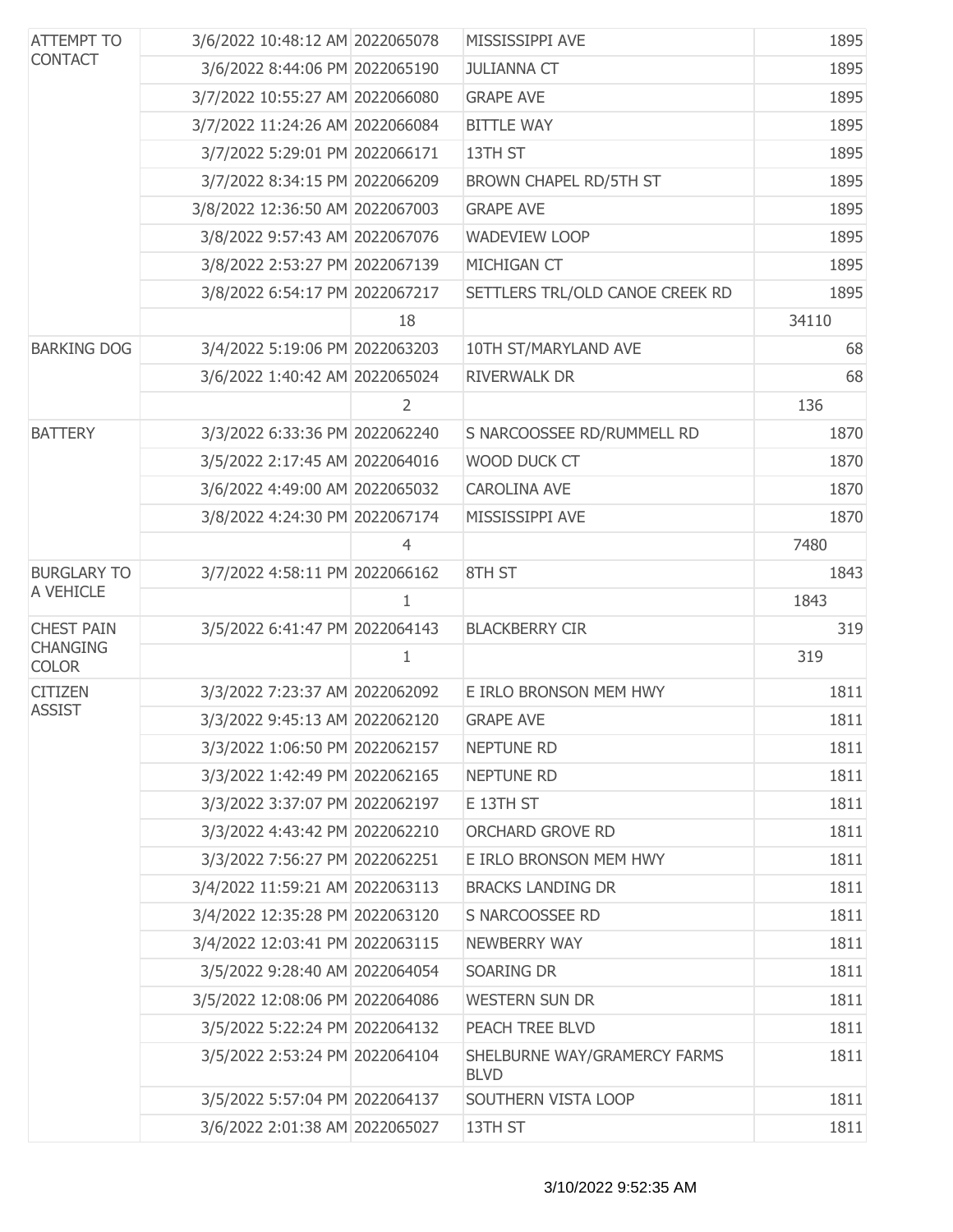| | | | | |
|---|---|---|---|---|
| ATTEMPT TO CONTACT | 3/6/2022 10:48:12 AM | 2022065078 | MISSISSIPPI AVE | 1895 |
| | 3/6/2022 8:44:06 PM | 2022065190 | JULIANNA CT | 1895 |
| | 3/7/2022 10:55:27 AM | 2022066080 | GRAPE AVE | 1895 |
| | 3/7/2022 11:24:26 AM | 2022066084 | BITTLE WAY | 1895 |
| | 3/7/2022 5:29:01 PM | 2022066171 | 13TH ST | 1895 |
| | 3/7/2022 8:34:15 PM | 2022066209 | BROWN CHAPEL RD/5TH ST | 1895 |
| | 3/8/2022 12:36:50 AM | 2022067003 | GRAPE AVE | 1895 |
| | 3/8/2022 9:57:43 AM | 2022067076 | WADEVIEW LOOP | 1895 |
| | 3/8/2022 2:53:27 PM | 2022067139 | MICHIGAN CT | 1895 |
| | 3/8/2022 6:54:17 PM | 2022067217 | SETTLERS TRL/OLD CANOE CREEK RD | 1895 |
| | | 18 | | 34110 |
| BARKING DOG | 3/4/2022 5:19:06 PM | 2022063203 | 10TH ST/MARYLAND AVE | 68 |
| | 3/6/2022 1:40:42 AM | 2022065024 | RIVERWALK DR | 68 |
| | | 2 | | 136 |
| BATTERY | 3/3/2022 6:33:36 PM | 2022062240 | S NARCOOSSEE RD/RUMMELL RD | 1870 |
| | 3/5/2022 2:17:45 AM | 2022064016 | WOOD DUCK CT | 1870 |
| | 3/6/2022 4:49:00 AM | 2022065032 | CAROLINA AVE | 1870 |
| | 3/8/2022 4:24:30 PM | 2022067174 | MISSISSIPPI AVE | 1870 |
| | | 4 | | 7480 |
| BURGLARY TO A VEHICLE | 3/7/2022 4:58:11 PM | 2022066162 | 8TH ST | 1843 |
| | | 1 | | 1843 |
| CHEST PAIN CHANGING COLOR | 3/5/2022 6:41:47 PM | 2022064143 | BLACKBERRY CIR | 319 |
| | | 1 | | 319 |
| CITIZEN ASSIST | 3/3/2022 7:23:37 AM | 2022062092 | E IRLO BRONSON MEM HWY | 1811 |
| | 3/3/2022 9:45:13 AM | 2022062120 | GRAPE AVE | 1811 |
| | 3/3/2022 1:06:50 PM | 2022062157 | NEPTUNE RD | 1811 |
| | 3/3/2022 1:42:49 PM | 2022062165 | NEPTUNE RD | 1811 |
| | 3/3/2022 3:37:07 PM | 2022062197 | E 13TH ST | 1811 |
| | 3/3/2022 4:43:42 PM | 2022062210 | ORCHARD GROVE RD | 1811 |
| | 3/3/2022 7:56:27 PM | 2022062251 | E IRLO BRONSON MEM HWY | 1811 |
| | 3/4/2022 11:59:21 AM | 2022063113 | BRACKS LANDING DR | 1811 |
| | 3/4/2022 12:35:28 PM | 2022063120 | S NARCOOSSEE RD | 1811 |
| | 3/4/2022 12:03:41 PM | 2022063115 | NEWBERRY WAY | 1811 |
| | 3/5/2022 9:28:40 AM | 2022064054 | SOARING DR | 1811 |
| | 3/5/2022 12:08:06 PM | 2022064086 | WESTERN SUN DR | 1811 |
| | 3/5/2022 5:22:24 PM | 2022064132 | PEACH TREE BLVD | 1811 |
| | 3/5/2022 2:53:24 PM | 2022064104 | SHELBURNE WAY/GRAMERCY FARMS BLVD | 1811 |
| | 3/5/2022 5:57:04 PM | 2022064137 | SOUTHERN VISTA LOOP | 1811 |
| | 3/6/2022 2:01:38 AM | 2022065027 | 13TH ST | 1811 |

3/10/2022 9:52:35 AM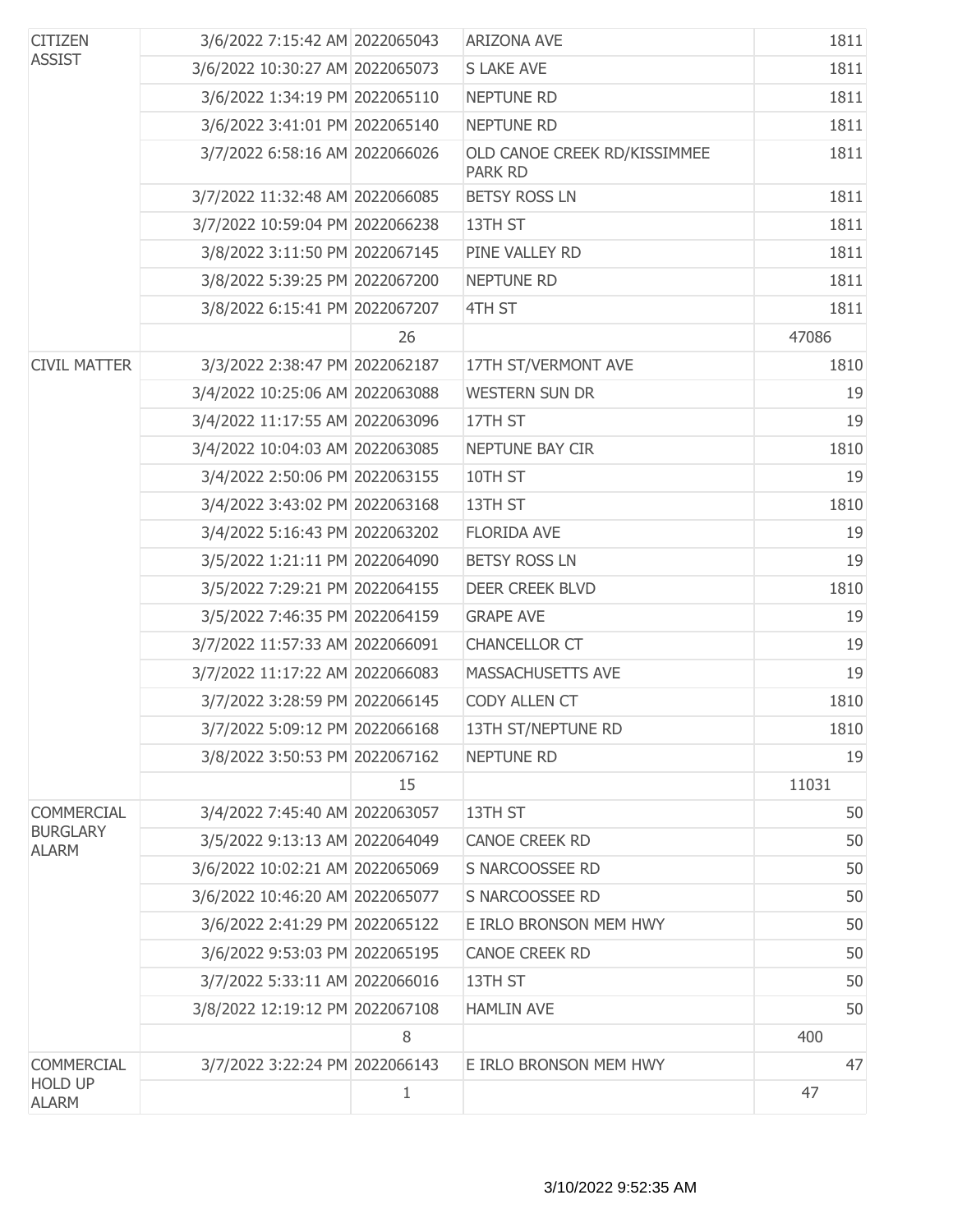| | | | | |
|---|---|---|---|---|
| CITIZEN ASSIST | 3/6/2022 7:15:42 AM | 2022065043 | ARIZONA AVE | 1811 |
| | 3/6/2022 10:30:27 AM | 2022065073 | S LAKE AVE | 1811 |
| | 3/6/2022 1:34:19 PM | 2022065110 | NEPTUNE RD | 1811 |
| | 3/6/2022 3:41:01 PM | 2022065140 | NEPTUNE RD | 1811 |
| | 3/7/2022 6:58:16 AM | 2022066026 | OLD CANOE CREEK RD/KISSIMMEE PARK RD | 1811 |
| | 3/7/2022 11:32:48 AM | 2022066085 | BETSY ROSS LN | 1811 |
| | 3/7/2022 10:59:04 PM | 2022066238 | 13TH ST | 1811 |
| | 3/8/2022 3:11:50 PM | 2022067145 | PINE VALLEY RD | 1811 |
| | 3/8/2022 5:39:25 PM | 2022067200 | NEPTUNE RD | 1811 |
| | 3/8/2022 6:15:41 PM | 2022067207 | 4TH ST | 1811 |
| | | 26 | | 47086 |
| CIVIL MATTER | 3/3/2022 2:38:47 PM | 2022062187 | 17TH ST/VERMONT AVE | 1810 |
| | 3/4/2022 10:25:06 AM | 2022063088 | WESTERN SUN DR | 19 |
| | 3/4/2022 11:17:55 AM | 2022063096 | 17TH ST | 19 |
| | 3/4/2022 10:04:03 AM | 2022063085 | NEPTUNE BAY CIR | 1810 |
| | 3/4/2022 2:50:06 PM | 2022063155 | 10TH ST | 19 |
| | 3/4/2022 3:43:02 PM | 2022063168 | 13TH ST | 1810 |
| | 3/4/2022 5:16:43 PM | 2022063202 | FLORIDA AVE | 19 |
| | 3/5/2022 1:21:11 PM | 2022064090 | BETSY ROSS LN | 19 |
| | 3/5/2022 7:29:21 PM | 2022064155 | DEER CREEK BLVD | 1810 |
| | 3/5/2022 7:46:35 PM | 2022064159 | GRAPE AVE | 19 |
| | 3/7/2022 11:57:33 AM | 2022066091 | CHANCELLOR CT | 19 |
| | 3/7/2022 11:17:22 AM | 2022066083 | MASSACHUSETTS AVE | 19 |
| | 3/7/2022 3:28:59 PM | 2022066145 | CODY ALLEN CT | 1810 |
| | 3/7/2022 5:09:12 PM | 2022066168 | 13TH ST/NEPTUNE RD | 1810 |
| | 3/8/2022 3:50:53 PM | 2022067162 | NEPTUNE RD | 19 |
| | | 15 | | 11031 |
| COMMERCIAL BURGLARY ALARM | 3/4/2022 7:45:40 AM | 2022063057 | 13TH ST | 50 |
| | 3/5/2022 9:13:13 AM | 2022064049 | CANOE CREEK RD | 50 |
| | 3/6/2022 10:02:21 AM | 2022065069 | S NARCOOSSEE RD | 50 |
| | 3/6/2022 10:46:20 AM | 2022065077 | S NARCOOSSEE RD | 50 |
| | 3/6/2022 2:41:29 PM | 2022065122 | E IRLO BRONSON MEM HWY | 50 |
| | 3/6/2022 9:53:03 PM | 2022065195 | CANOE CREEK RD | 50 |
| | 3/7/2022 5:33:11 AM | 2022066016 | 13TH ST | 50 |
| | 3/8/2022 12:19:12 PM | 2022067108 | HAMLIN AVE | 50 |
| | | 8 | | 400 |
| COMMERCIAL HOLD UP ALARM | 3/7/2022 3:22:24 PM | 2022066143 | E IRLO BRONSON MEM HWY | 47 |
| | | 1 | | 47 |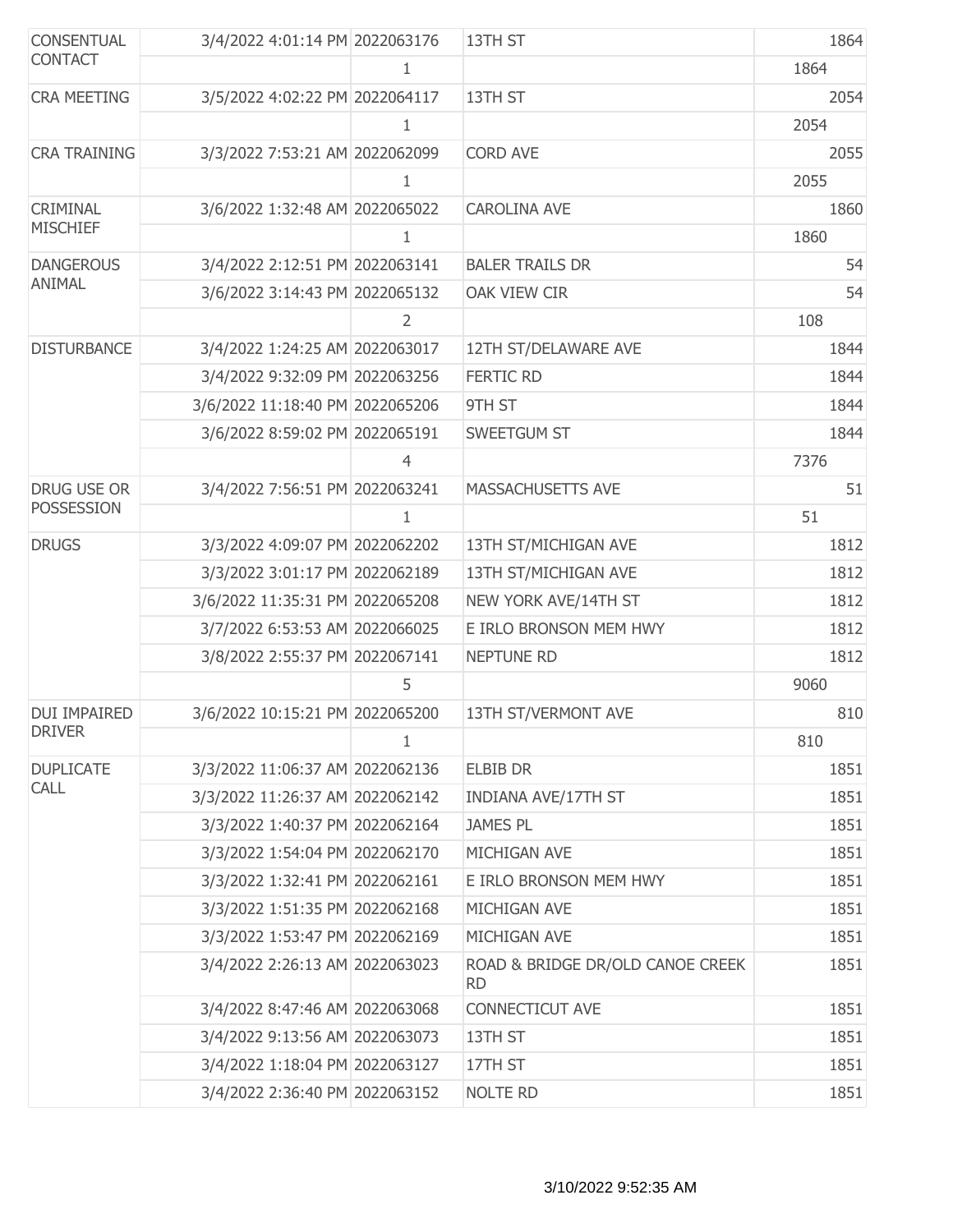| | | | | |
|---|---|---|---|---|
| CONSENTUAL CONTACT | 3/4/2022 4:01:14 PM | 2022063176 | 13TH ST | 1864 |
| | | 1 | | 1864 |
| CRA MEETING | 3/5/2022 4:02:22 PM | 2022064117 | 13TH ST | 2054 |
| | | 1 | | 2054 |
| CRA TRAINING | 3/3/2022 7:53:21 AM | 2022062099 | CORD AVE | 2055 |
| | | 1 | | 2055 |
| CRIMINAL MISCHIEF | 3/6/2022 1:32:48 AM | 2022065022 | CAROLINA AVE | 1860 |
| | | 1 | | 1860 |
| DANGEROUS ANIMAL | 3/4/2022 2:12:51 PM | 2022063141 | BALER TRAILS DR | 54 |
| | 3/6/2022 3:14:43 PM | 2022065132 | OAK VIEW CIR | 54 |
| | | 2 | | 108 |
| DISTURBANCE | 3/4/2022 1:24:25 AM | 2022063017 | 12TH ST/DELAWARE AVE | 1844 |
| | 3/4/2022 9:32:09 PM | 2022063256 | FERTIC RD | 1844 |
| | 3/6/2022 11:18:40 PM | 2022065206 | 9TH ST | 1844 |
| | 3/6/2022 8:59:02 PM | 2022065191 | SWEETGUM ST | 1844 |
| | | 4 | | 7376 |
| DRUG USE OR POSSESSION | 3/4/2022 7:56:51 PM | 2022063241 | MASSACHUSETTS AVE | 51 |
| | | 1 | | 51 |
| DRUGS | 3/3/2022 4:09:07 PM | 2022062202 | 13TH ST/MICHIGAN AVE | 1812 |
| | 3/3/2022 3:01:17 PM | 2022062189 | 13TH ST/MICHIGAN AVE | 1812 |
| | 3/6/2022 11:35:31 PM | 2022065208 | NEW YORK AVE/14TH ST | 1812 |
| | 3/7/2022 6:53:53 AM | 2022066025 | E IRLO BRONSON MEM HWY | 1812 |
| | 3/8/2022 2:55:37 PM | 2022067141 | NEPTUNE RD | 1812 |
| | | 5 | | 9060 |
| DUI IMPAIRED DRIVER | 3/6/2022 10:15:21 PM | 2022065200 | 13TH ST/VERMONT AVE | 810 |
| | | 1 | | 810 |
| DUPLICATE CALL | 3/3/2022 11:06:37 AM | 2022062136 | ELBIB DR | 1851 |
| | 3/3/2022 11:26:37 AM | 2022062142 | INDIANA AVE/17TH ST | 1851 |
| | 3/3/2022 1:40:37 PM | 2022062164 | JAMES PL | 1851 |
| | 3/3/2022 1:54:04 PM | 2022062170 | MICHIGAN AVE | 1851 |
| | 3/3/2022 1:32:41 PM | 2022062161 | E IRLO BRONSON MEM HWY | 1851 |
| | 3/3/2022 1:51:35 PM | 2022062168 | MICHIGAN AVE | 1851 |
| | 3/3/2022 1:53:47 PM | 2022062169 | MICHIGAN AVE | 1851 |
| | 3/4/2022 2:26:13 AM | 2022063023 | ROAD & BRIDGE DR/OLD CANOE CREEK RD | 1851 |
| | 3/4/2022 8:47:46 AM | 2022063068 | CONNECTICUT AVE | 1851 |
| | 3/4/2022 9:13:56 AM | 2022063073 | 13TH ST | 1851 |
| | 3/4/2022 1:18:04 PM | 2022063127 | 17TH ST | 1851 |
| | 3/4/2022 2:36:40 PM | 2022063152 | NOLTE RD | 1851 |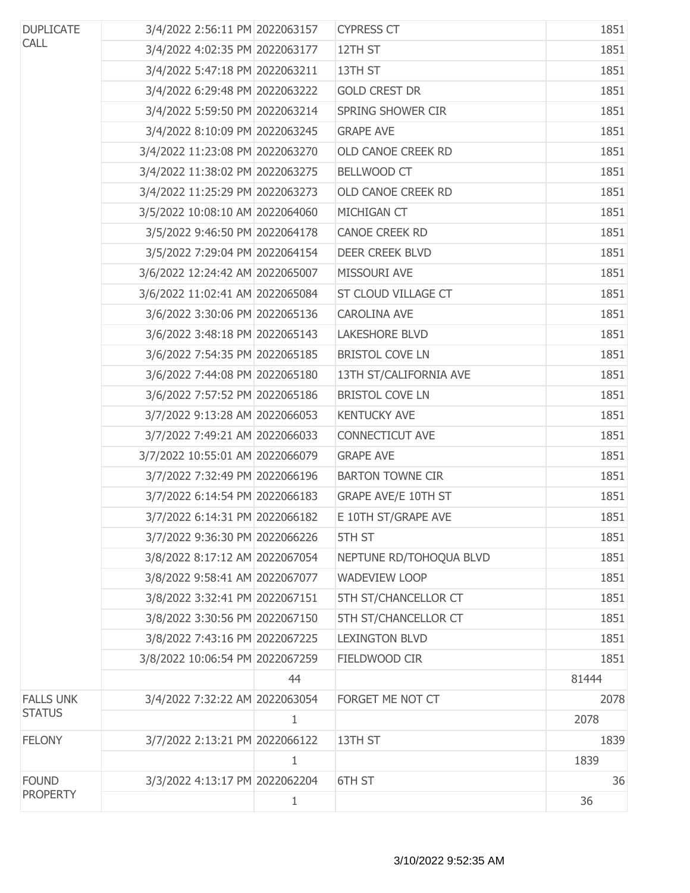| | | | | |
|---|---|---|---|---|
| DUPLICATE CALL | 3/4/2022 2:56:11 PM | 2022063157 | CYPRESS CT | 1851 |
| | 3/4/2022 4:02:35 PM | 2022063177 | 12TH ST | 1851 |
| | 3/4/2022 5:47:18 PM | 2022063211 | 13TH ST | 1851 |
| | 3/4/2022 6:29:48 PM | 2022063222 | GOLD CREST DR | 1851 |
| | 3/4/2022 5:59:50 PM | 2022063214 | SPRING SHOWER CIR | 1851 |
| | 3/4/2022 8:10:09 PM | 2022063245 | GRAPE AVE | 1851 |
| | 3/4/2022 11:23:08 PM | 2022063270 | OLD CANOE CREEK RD | 1851 |
| | 3/4/2022 11:38:02 PM | 2022063275 | BELLWOOD CT | 1851 |
| | 3/4/2022 11:25:29 PM | 2022063273 | OLD CANOE CREEK RD | 1851 |
| | 3/5/2022 10:08:10 AM | 2022064060 | MICHIGAN CT | 1851 |
| | 3/5/2022 9:46:50 PM | 2022064178 | CANOE CREEK RD | 1851 |
| | 3/5/2022 7:29:04 PM | 2022064154 | DEER CREEK BLVD | 1851 |
| | 3/6/2022 12:24:42 AM | 2022065007 | MISSOURI AVE | 1851 |
| | 3/6/2022 11:02:41 AM | 2022065084 | ST CLOUD VILLAGE CT | 1851 |
| | 3/6/2022 3:30:06 PM | 2022065136 | CAROLINA AVE | 1851 |
| | 3/6/2022 3:48:18 PM | 2022065143 | LAKESHORE BLVD | 1851 |
| | 3/6/2022 7:54:35 PM | 2022065185 | BRISTOL COVE LN | 1851 |
| | 3/6/2022 7:44:08 PM | 2022065180 | 13TH ST/CALIFORNIA AVE | 1851 |
| | 3/6/2022 7:57:52 PM | 2022065186 | BRISTOL COVE LN | 1851 |
| | 3/7/2022 9:13:28 AM | 2022066053 | KENTUCKY AVE | 1851 |
| | 3/7/2022 7:49:21 AM | 2022066033 | CONNECTICUT AVE | 1851 |
| | 3/7/2022 10:55:01 AM | 2022066079 | GRAPE AVE | 1851 |
| | 3/7/2022 7:32:49 PM | 2022066196 | BARTON TOWNE CIR | 1851 |
| | 3/7/2022 6:14:54 PM | 2022066183 | GRAPE AVE/E 10TH ST | 1851 |
| | 3/7/2022 6:14:31 PM | 2022066182 | E 10TH ST/GRAPE AVE | 1851 |
| | 3/7/2022 9:36:30 PM | 2022066226 | 5TH ST | 1851 |
| | 3/8/2022 8:17:12 AM | 2022067054 | NEPTUNE RD/TOHOQUA BLVD | 1851 |
| | 3/8/2022 9:58:41 AM | 2022067077 | WADEVIEW LOOP | 1851 |
| | 3/8/2022 3:32:41 PM | 2022067151 | 5TH ST/CHANCELLOR CT | 1851 |
| | 3/8/2022 3:30:56 PM | 2022067150 | 5TH ST/CHANCELLOR CT | 1851 |
| | 3/8/2022 7:43:16 PM | 2022067225 | LEXINGTON BLVD | 1851 |
| | 3/8/2022 10:06:54 PM | 2022067259 | FIELDWOOD CIR | 1851 |
| | | 44 | | 81444 |
| FALLS UNK STATUS | 3/4/2022 7:32:22 AM | 2022063054 | FORGET ME NOT CT | 2078 |
| | | 1 | | 2078 |
| FELONY | 3/7/2022 2:13:21 PM | 2022066122 | 13TH ST | 1839 |
| | | 1 | | 1839 |
| FOUND PROPERTY | 3/3/2022 4:13:17 PM | 2022062204 | 6TH ST | 36 |
| | | 1 | | 36 |

3/10/2022 9:52:35 AM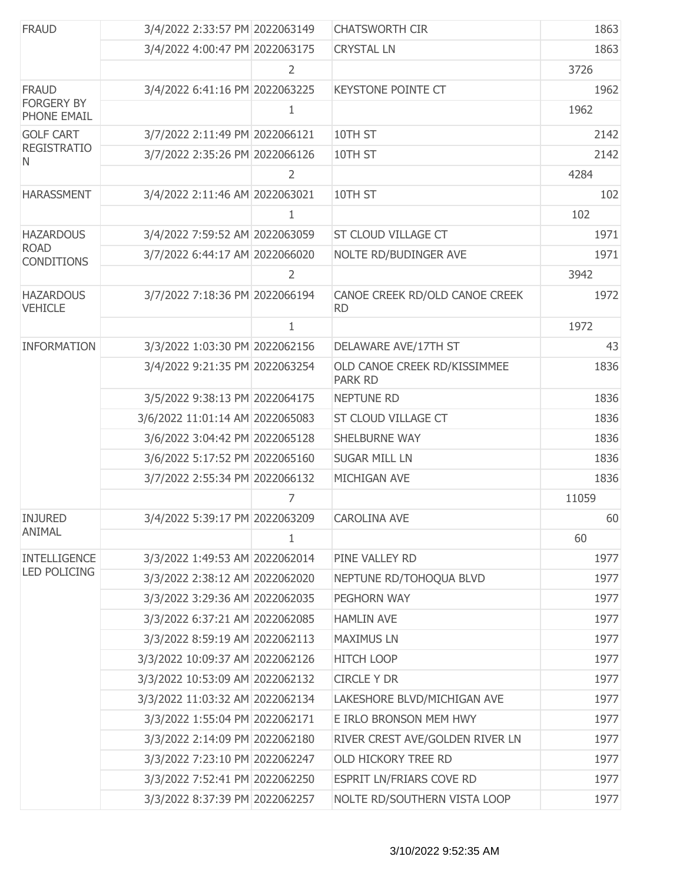| | | | | |
|---|---|---|---|---|
| FRAUD | 3/4/2022 2:33:57 PM | 2022063149 | CHATSWORTH CIR | 1863 |
| | 3/4/2022 4:00:47 PM | 2022063175 | CRYSTAL LN | 1863 |
| | | 2 | | 3726 |
| FRAUD FORGERY BY PHONE EMAIL | 3/4/2022 6:41:16 PM | 2022063225 | KEYSTONE POINTE CT | 1962 |
| | | 1 | | 1962 |
| GOLF CART REGISTRATION | 3/7/2022 2:11:49 PM | 2022066121 | 10TH ST | 2142 |
| | 3/7/2022 2:35:26 PM | 2022066126 | 10TH ST | 2142 |
| | | 2 | | 4284 |
| HARASSMENT | 3/4/2022 2:11:46 AM | 2022063021 | 10TH ST | 102 |
| | | 1 | | 102 |
| HAZARDOUS ROAD CONDITIONS | 3/4/2022 7:59:52 AM | 2022063059 | ST CLOUD VILLAGE CT | 1971 |
| | 3/7/2022 6:44:17 AM | 2022066020 | NOLTE RD/BUDINGER AVE | 1971 |
| | | 2 | | 3942 |
| HAZARDOUS VEHICLE | 3/7/2022 7:18:36 PM | 2022066194 | CANOE CREEK RD/OLD CANOE CREEK RD | 1972 |
| | | 1 | | 1972 |
| INFORMATION | 3/3/2022 1:03:30 PM | 2022062156 | DELAWARE AVE/17TH ST | 43 |
| | 3/4/2022 9:21:35 PM | 2022063254 | OLD CANOE CREEK RD/KISSIMMEE PARK RD | 1836 |
| | 3/5/2022 9:38:13 PM | 2022064175 | NEPTUNE RD | 1836 |
| | 3/6/2022 11:01:14 AM | 2022065083 | ST CLOUD VILLAGE CT | 1836 |
| | 3/6/2022 3:04:42 PM | 2022065128 | SHELBURNE WAY | 1836 |
| | 3/6/2022 5:17:52 PM | 2022065160 | SUGAR MILL LN | 1836 |
| | 3/7/2022 2:55:34 PM | 2022066132 | MICHIGAN AVE | 1836 |
| | | 7 | | 11059 |
| INJURED ANIMAL | 3/4/2022 5:39:17 PM | 2022063209 | CAROLINA AVE | 60 |
| | | 1 | | 60 |
| INTELLIGENCE LED POLICING | 3/3/2022 1:49:53 AM | 2022062014 | PINE VALLEY RD | 1977 |
| | 3/3/2022 2:38:12 AM | 2022062020 | NEPTUNE RD/TOHOQUA BLVD | 1977 |
| | 3/3/2022 3:29:36 AM | 2022062035 | PEGHORN WAY | 1977 |
| | 3/3/2022 6:37:21 AM | 2022062085 | HAMLIN AVE | 1977 |
| | 3/3/2022 8:59:19 AM | 2022062113 | MAXIMUS LN | 1977 |
| | 3/3/2022 10:09:37 AM | 2022062126 | HITCH LOOP | 1977 |
| | 3/3/2022 10:53:09 AM | 2022062132 | CIRCLE Y DR | 1977 |
| | 3/3/2022 11:03:32 AM | 2022062134 | LAKESHORE BLVD/MICHIGAN AVE | 1977 |
| | 3/3/2022 1:55:04 PM | 2022062171 | E IRLO BRONSON MEM HWY | 1977 |
| | 3/3/2022 2:14:09 PM | 2022062180 | RIVER CREST AVE/GOLDEN RIVER LN | 1977 |
| | 3/3/2022 7:23:10 PM | 2022062247 | OLD HICKORY TREE RD | 1977 |
| | 3/3/2022 7:52:41 PM | 2022062250 | ESPRIT LN/FRIARS COVE RD | 1977 |
| | 3/3/2022 8:37:39 PM | 2022062257 | NOLTE RD/SOUTHERN VISTA LOOP | 1977 |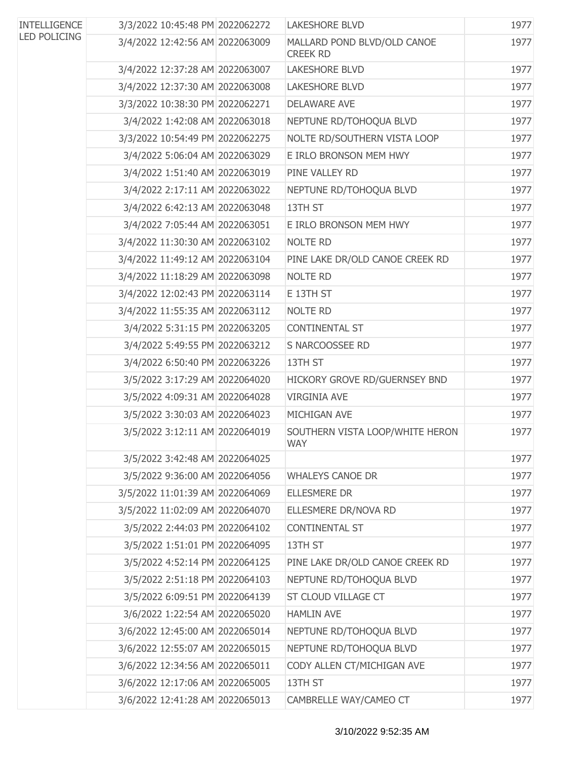| | | | | |
|---|---|---|---|---|
| INTELLIGENCE LED POLICING | 3/3/2022 10:45:48 PM | 2022062272 | LAKESHORE BLVD | 1977 |
| | 3/4/2022 12:42:56 AM | 2022063009 | MALLARD POND BLVD/OLD CANOE CREEK RD | 1977 |
| | 3/4/2022 12:37:28 AM | 2022063007 | LAKESHORE BLVD | 1977 |
| | 3/4/2022 12:37:30 AM | 2022063008 | LAKESHORE BLVD | 1977 |
| | 3/3/2022 10:38:30 PM | 2022062271 | DELAWARE AVE | 1977 |
| | 3/4/2022 1:42:08 AM | 2022063018 | NEPTUNE RD/TOHOQUA BLVD | 1977 |
| | 3/3/2022 10:54:49 PM | 2022062275 | NOLTE RD/SOUTHERN VISTA LOOP | 1977 |
| | 3/4/2022 5:06:04 AM | 2022063029 | E IRLO BRONSON MEM HWY | 1977 |
| | 3/4/2022 1:51:40 AM | 2022063019 | PINE VALLEY RD | 1977 |
| | 3/4/2022 2:17:11 AM | 2022063022 | NEPTUNE RD/TOHOQUA BLVD | 1977 |
| | 3/4/2022 6:42:13 AM | 2022063048 | 13TH ST | 1977 |
| | 3/4/2022 7:05:44 AM | 2022063051 | E IRLO BRONSON MEM HWY | 1977 |
| | 3/4/2022 11:30:30 AM | 2022063102 | NOLTE RD | 1977 |
| | 3/4/2022 11:49:12 AM | 2022063104 | PINE LAKE DR/OLD CANOE CREEK RD | 1977 |
| | 3/4/2022 11:18:29 AM | 2022063098 | NOLTE RD | 1977 |
| | 3/4/2022 12:02:43 PM | 2022063114 | E 13TH ST | 1977 |
| | 3/4/2022 11:55:35 AM | 2022063112 | NOLTE RD | 1977 |
| | 3/4/2022 5:31:15 PM | 2022063205 | CONTINENTAL ST | 1977 |
| | 3/4/2022 5:49:55 PM | 2022063212 | S NARCOOSSEE RD | 1977 |
| | 3/4/2022 6:50:40 PM | 2022063226 | 13TH ST | 1977 |
| | 3/5/2022 3:17:29 AM | 2022064020 | HICKORY GROVE RD/GUERNSEY BND | 1977 |
| | 3/5/2022 4:09:31 AM | 2022064028 | VIRGINIA AVE | 1977 |
| | 3/5/2022 3:30:03 AM | 2022064023 | MICHIGAN AVE | 1977 |
| | 3/5/2022 3:12:11 AM | 2022064019 | SOUTHERN VISTA LOOP/WHITE HERON WAY | 1977 |
| | 3/5/2022 3:42:48 AM | 2022064025 | | 1977 |
| | 3/5/2022 9:36:00 AM | 2022064056 | WHALEYS CANOE DR | 1977 |
| | 3/5/2022 11:01:39 AM | 2022064069 | ELLESMERE DR | 1977 |
| | 3/5/2022 11:02:09 AM | 2022064070 | ELLESMERE DR/NOVA RD | 1977 |
| | 3/5/2022 2:44:03 PM | 2022064102 | CONTINENTAL ST | 1977 |
| | 3/5/2022 1:51:01 PM | 2022064095 | 13TH ST | 1977 |
| | 3/5/2022 4:52:14 PM | 2022064125 | PINE LAKE DR/OLD CANOE CREEK RD | 1977 |
| | 3/5/2022 2:51:18 PM | 2022064103 | NEPTUNE RD/TOHOQUA BLVD | 1977 |
| | 3/5/2022 6:09:51 PM | 2022064139 | ST CLOUD VILLAGE CT | 1977 |
| | 3/6/2022 1:22:54 AM | 2022065020 | HAMLIN AVE | 1977 |
| | 3/6/2022 12:45:00 AM | 2022065014 | NEPTUNE RD/TOHOQUA BLVD | 1977 |
| | 3/6/2022 12:55:07 AM | 2022065015 | NEPTUNE RD/TOHOQUA BLVD | 1977 |
| | 3/6/2022 12:34:56 AM | 2022065011 | CODY ALLEN CT/MICHIGAN AVE | 1977 |
| | 3/6/2022 12:17:06 AM | 2022065005 | 13TH ST | 1977 |
| | 3/6/2022 12:41:28 AM | 2022065013 | CAMBRELLE WAY/CAMEO CT | 1977 |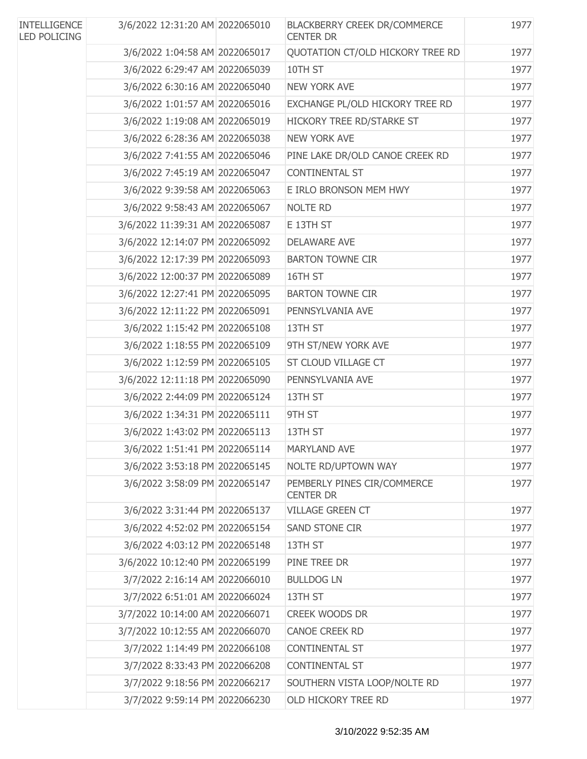| | | | | |
|---|---|---|---|---|
| INTELLIGENCE LED POLICING | 3/6/2022 12:31:20 AM | 2022065010 | BLACKBERRY CREEK DR/COMMERCE CENTER DR | 1977 |
| | 3/6/2022 1:04:58 AM | 2022065017 | QUOTATION CT/OLD HICKORY TREE RD | 1977 |
| | 3/6/2022 6:29:47 AM | 2022065039 | 10TH ST | 1977 |
| | 3/6/2022 6:30:16 AM | 2022065040 | NEW YORK AVE | 1977 |
| | 3/6/2022 1:01:57 AM | 2022065016 | EXCHANGE PL/OLD HICKORY TREE RD | 1977 |
| | 3/6/2022 1:19:08 AM | 2022065019 | HICKORY TREE RD/STARKE ST | 1977 |
| | 3/6/2022 6:28:36 AM | 2022065038 | NEW YORK AVE | 1977 |
| | 3/6/2022 7:41:55 AM | 2022065046 | PINE LAKE DR/OLD CANOE CREEK RD | 1977 |
| | 3/6/2022 7:45:19 AM | 2022065047 | CONTINENTAL ST | 1977 |
| | 3/6/2022 9:39:58 AM | 2022065063 | E IRLO BRONSON MEM HWY | 1977 |
| | 3/6/2022 9:58:43 AM | 2022065067 | NOLTE RD | 1977 |
| | 3/6/2022 11:39:31 AM | 2022065087 | E 13TH ST | 1977 |
| | 3/6/2022 12:14:07 PM | 2022065092 | DELAWARE AVE | 1977 |
| | 3/6/2022 12:17:39 PM | 2022065093 | BARTON TOWNE CIR | 1977 |
| | 3/6/2022 12:00:37 PM | 2022065089 | 16TH ST | 1977 |
| | 3/6/2022 12:27:41 PM | 2022065095 | BARTON TOWNE CIR | 1977 |
| | 3/6/2022 12:11:22 PM | 2022065091 | PENNSYLVANIA AVE | 1977 |
| | 3/6/2022 1:15:42 PM | 2022065108 | 13TH ST | 1977 |
| | 3/6/2022 1:18:55 PM | 2022065109 | 9TH ST/NEW YORK AVE | 1977 |
| | 3/6/2022 1:12:59 PM | 2022065105 | ST CLOUD VILLAGE CT | 1977 |
| | 3/6/2022 12:11:18 PM | 2022065090 | PENNSYLVANIA AVE | 1977 |
| | 3/6/2022 2:44:09 PM | 2022065124 | 13TH ST | 1977 |
| | 3/6/2022 1:34:31 PM | 2022065111 | 9TH ST | 1977 |
| | 3/6/2022 1:43:02 PM | 2022065113 | 13TH ST | 1977 |
| | 3/6/2022 1:51:41 PM | 2022065114 | MARYLAND AVE | 1977 |
| | 3/6/2022 3:53:18 PM | 2022065145 | NOLTE RD/UPTOWN WAY | 1977 |
| | 3/6/2022 3:58:09 PM | 2022065147 | PEMBERLY PINES CIR/COMMERCE CENTER DR | 1977 |
| | 3/6/2022 3:31:44 PM | 2022065137 | VILLAGE GREEN CT | 1977 |
| | 3/6/2022 4:52:02 PM | 2022065154 | SAND STONE CIR | 1977 |
| | 3/6/2022 4:03:12 PM | 2022065148 | 13TH ST | 1977 |
| | 3/6/2022 10:12:40 PM | 2022065199 | PINE TREE DR | 1977 |
| | 3/7/2022 2:16:14 AM | 2022066010 | BULLDOG LN | 1977 |
| | 3/7/2022 6:51:01 AM | 2022066024 | 13TH ST | 1977 |
| | 3/7/2022 10:14:00 AM | 2022066071 | CREEK WOODS DR | 1977 |
| | 3/7/2022 10:12:55 AM | 2022066070 | CANOE CREEK RD | 1977 |
| | 3/7/2022 1:14:49 PM | 2022066108 | CONTINENTAL ST | 1977 |
| | 3/7/2022 8:33:43 PM | 2022066208 | CONTINENTAL ST | 1977 |
| | 3/7/2022 9:18:56 PM | 2022066217 | SOUTHERN VISTA LOOP/NOLTE RD | 1977 |
| | 3/7/2022 9:59:14 PM | 2022066230 | OLD HICKORY TREE RD | 1977 |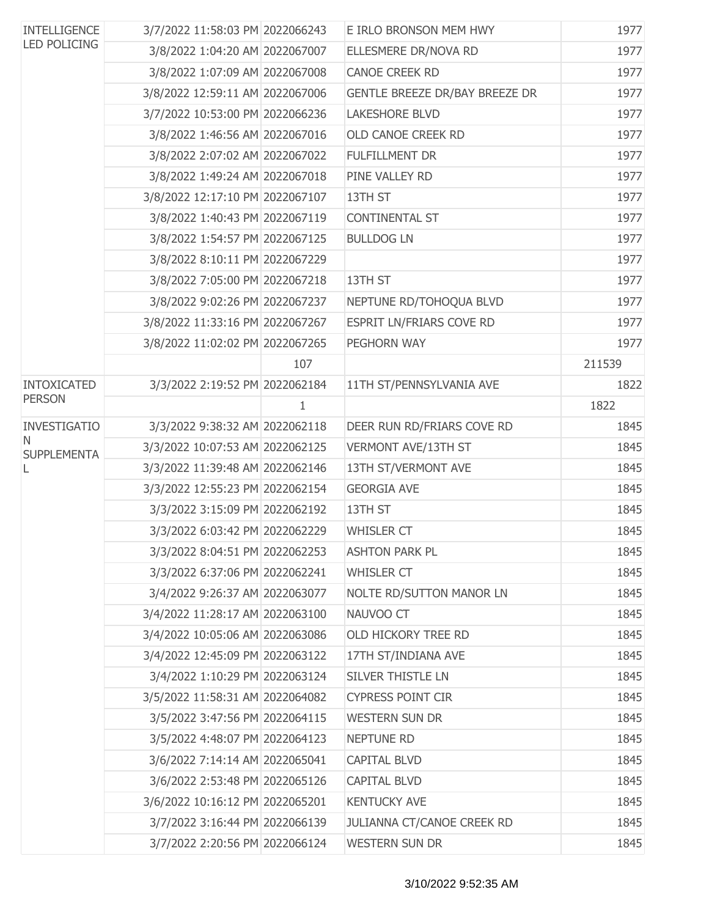| | | | | |
|---|---|---|---|---|
| INTELLIGENCE LED POLICING | 3/7/2022 11:58:03 PM | 2022066243 | E IRLO BRONSON MEM HWY | 1977 |
| | 3/8/2022 1:04:20 AM | 2022067007 | ELLESMERE DR/NOVA RD | 1977 |
| | 3/8/2022 1:07:09 AM | 2022067008 | CANOE CREEK RD | 1977 |
| | 3/8/2022 12:59:11 AM | 2022067006 | GENTLE BREEZE DR/BAY BREEZE DR | 1977 |
| | 3/7/2022 10:53:00 PM | 2022066236 | LAKESHORE BLVD | 1977 |
| | 3/8/2022 1:46:56 AM | 2022067016 | OLD CANOE CREEK RD | 1977 |
| | 3/8/2022 2:07:02 AM | 2022067022 | FULFILLMENT DR | 1977 |
| | 3/8/2022 1:49:24 AM | 2022067018 | PINE VALLEY RD | 1977 |
| | 3/8/2022 12:17:10 PM | 2022067107 | 13TH ST | 1977 |
| | 3/8/2022 1:40:43 PM | 2022067119 | CONTINENTAL ST | 1977 |
| | 3/8/2022 1:54:57 PM | 2022067125 | BULLDOG LN | 1977 |
| | 3/8/2022 8:10:11 PM | 2022067229 | | 1977 |
| | 3/8/2022 7:05:00 PM | 2022067218 | 13TH ST | 1977 |
| | 3/8/2022 9:02:26 PM | 2022067237 | NEPTUNE RD/TOHOQUA BLVD | 1977 |
| | 3/8/2022 11:33:16 PM | 2022067267 | ESPRIT LN/FRIARS COVE RD | 1977 |
| | 3/8/2022 11:02:02 PM | 2022067265 | PEGHORN WAY | 1977 |
| | | 107 | | 211539 |
| INTOXICATED PERSON | 3/3/2022 2:19:52 PM | 2022062184 | 11TH ST/PENNSYLVANIA AVE | 1822 |
| | | 1 | | 1822 |
| INVESTIGATION SUPPLEMENTAL | 3/3/2022 9:38:32 AM | 2022062118 | DEER RUN RD/FRIARS COVE RD | 1845 |
| | 3/3/2022 10:07:53 AM | 2022062125 | VERMONT AVE/13TH ST | 1845 |
| | 3/3/2022 11:39:48 AM | 2022062146 | 13TH ST/VERMONT AVE | 1845 |
| | 3/3/2022 12:55:23 PM | 2022062154 | GEORGIA AVE | 1845 |
| | 3/3/2022 3:15:09 PM | 2022062192 | 13TH ST | 1845 |
| | 3/3/2022 6:03:42 PM | 2022062229 | WHISLER CT | 1845 |
| | 3/3/2022 8:04:51 PM | 2022062253 | ASHTON PARK PL | 1845 |
| | 3/3/2022 6:37:06 PM | 2022062241 | WHISLER CT | 1845 |
| | 3/4/2022 9:26:37 AM | 2022063077 | NOLTE RD/SUTTON MANOR LN | 1845 |
| | 3/4/2022 11:28:17 AM | 2022063100 | NAUVOO CT | 1845 |
| | 3/4/2022 10:05:06 AM | 2022063086 | OLD HICKORY TREE RD | 1845 |
| | 3/4/2022 12:45:09 PM | 2022063122 | 17TH ST/INDIANA AVE | 1845 |
| | 3/4/2022 1:10:29 PM | 2022063124 | SILVER THISTLE LN | 1845 |
| | 3/5/2022 11:58:31 AM | 2022064082 | CYPRESS POINT CIR | 1845 |
| | 3/5/2022 3:47:56 PM | 2022064115 | WESTERN SUN DR | 1845 |
| | 3/5/2022 4:48:07 PM | 2022064123 | NEPTUNE RD | 1845 |
| | 3/6/2022 7:14:14 AM | 2022065041 | CAPITAL BLVD | 1845 |
| | 3/6/2022 2:53:48 PM | 2022065126 | CAPITAL BLVD | 1845 |
| | 3/6/2022 10:16:12 PM | 2022065201 | KENTUCKY AVE | 1845 |
| | 3/7/2022 3:16:44 PM | 2022066139 | JULIANNA CT/CANOE CREEK RD | 1845 |
| | 3/7/2022 2:20:56 PM | 2022066124 | WESTERN SUN DR | 1845 |

3/10/2022 9:52:35 AM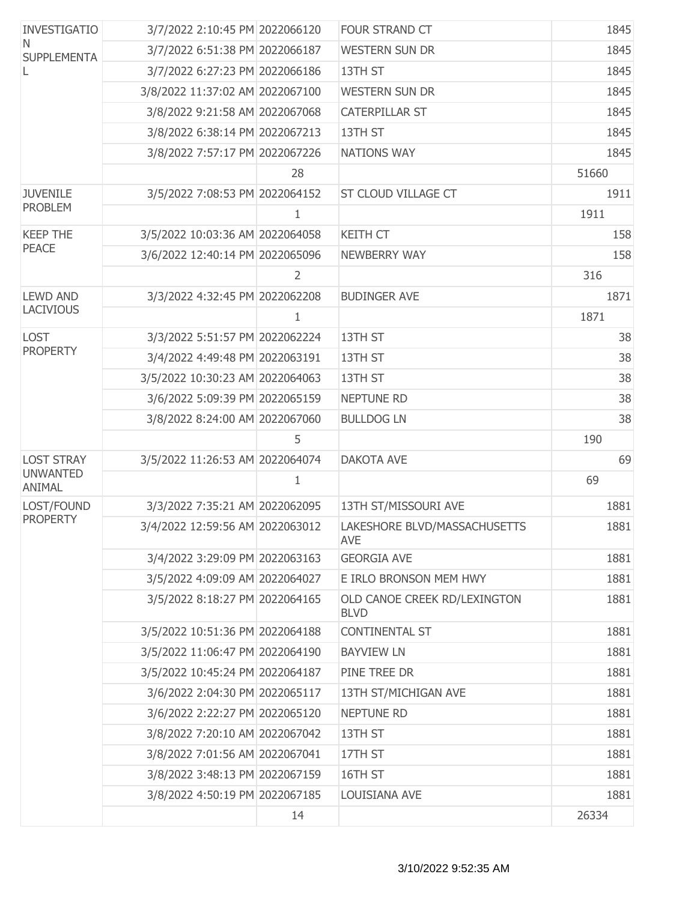| | | | | |
|---|---|---|---|---|
| INVESTIGATION SUPPLEMENTAL | 3/7/2022 2:10:45 PM | 2022066120 | FOUR STRAND CT | 1845 |
| | 3/7/2022 6:51:38 PM | 2022066187 | WESTERN SUN DR | 1845 |
| | 3/7/2022 6:27:23 PM | 2022066186 | 13TH ST | 1845 |
| | 3/8/2022 11:37:02 AM | 2022067100 | WESTERN SUN DR | 1845 |
| | 3/8/2022 9:21:58 AM | 2022067068 | CATERPILLAR ST | 1845 |
| | 3/8/2022 6:38:14 PM | 2022067213 | 13TH ST | 1845 |
| | 3/8/2022 7:57:17 PM | 2022067226 | NATIONS WAY | 1845 |
| | | 28 | | 51660 |
| JUVENILE PROBLEM | 3/5/2022 7:08:53 PM | 2022064152 | ST CLOUD VILLAGE CT | 1911 |
| | | 1 | | 1911 |
| KEEP THE PEACE | 3/5/2022 10:03:36 AM | 2022064058 | KEITH CT | 158 |
| | 3/6/2022 12:40:14 PM | 2022065096 | NEWBERRY WAY | 158 |
| | | 2 | | 316 |
| LEWD AND LACIVIOUS | 3/3/2022 4:32:45 PM | 2022062208 | BUDINGER AVE | 1871 |
| | | 1 | | 1871 |
| LOST PROPERTY | 3/3/2022 5:51:57 PM | 2022062224 | 13TH ST | 38 |
| | 3/4/2022 4:49:48 PM | 2022063191 | 13TH ST | 38 |
| | 3/5/2022 10:30:23 AM | 2022064063 | 13TH ST | 38 |
| | 3/6/2022 5:09:39 PM | 2022065159 | NEPTUNE RD | 38 |
| | 3/8/2022 8:24:00 AM | 2022067060 | BULLDOG LN | 38 |
| | | 5 | | 190 |
| LOST STRAY UNWANTED ANIMAL | 3/5/2022 11:26:53 AM | 2022064074 | DAKOTA AVE | 69 |
| | | 1 | | 69 |
| LOST/FOUND PROPERTY | 3/3/2022 7:35:21 AM | 2022062095 | 13TH ST/MISSOURI AVE | 1881 |
| | 3/4/2022 12:59:56 AM | 2022063012 | LAKESHORE BLVD/MASSACHUSETTS AVE | 1881 |
| | 3/4/2022 3:29:09 PM | 2022063163 | GEORGIA AVE | 1881 |
| | 3/5/2022 4:09:09 AM | 2022064027 | E IRLO BRONSON MEM HWY | 1881 |
| | 3/5/2022 8:18:27 PM | 2022064165 | OLD CANOE CREEK RD/LEXINGTON BLVD | 1881 |
| | 3/5/2022 10:51:36 PM | 2022064188 | CONTINENTAL ST | 1881 |
| | 3/5/2022 11:06:47 PM | 2022064190 | BAYVIEW LN | 1881 |
| | 3/5/2022 10:45:24 PM | 2022064187 | PINE TREE DR | 1881 |
| | 3/6/2022 2:04:30 PM | 2022065117 | 13TH ST/MICHIGAN AVE | 1881 |
| | 3/6/2022 2:22:27 PM | 2022065120 | NEPTUNE RD | 1881 |
| | 3/8/2022 7:20:10 AM | 2022067042 | 13TH ST | 1881 |
| | 3/8/2022 7:01:56 AM | 2022067041 | 17TH ST | 1881 |
| | 3/8/2022 3:48:13 PM | 2022067159 | 16TH ST | 1881 |
| | 3/8/2022 4:50:19 PM | 2022067185 | LOUISIANA AVE | 1881 |
| | | 14 | | 26334 |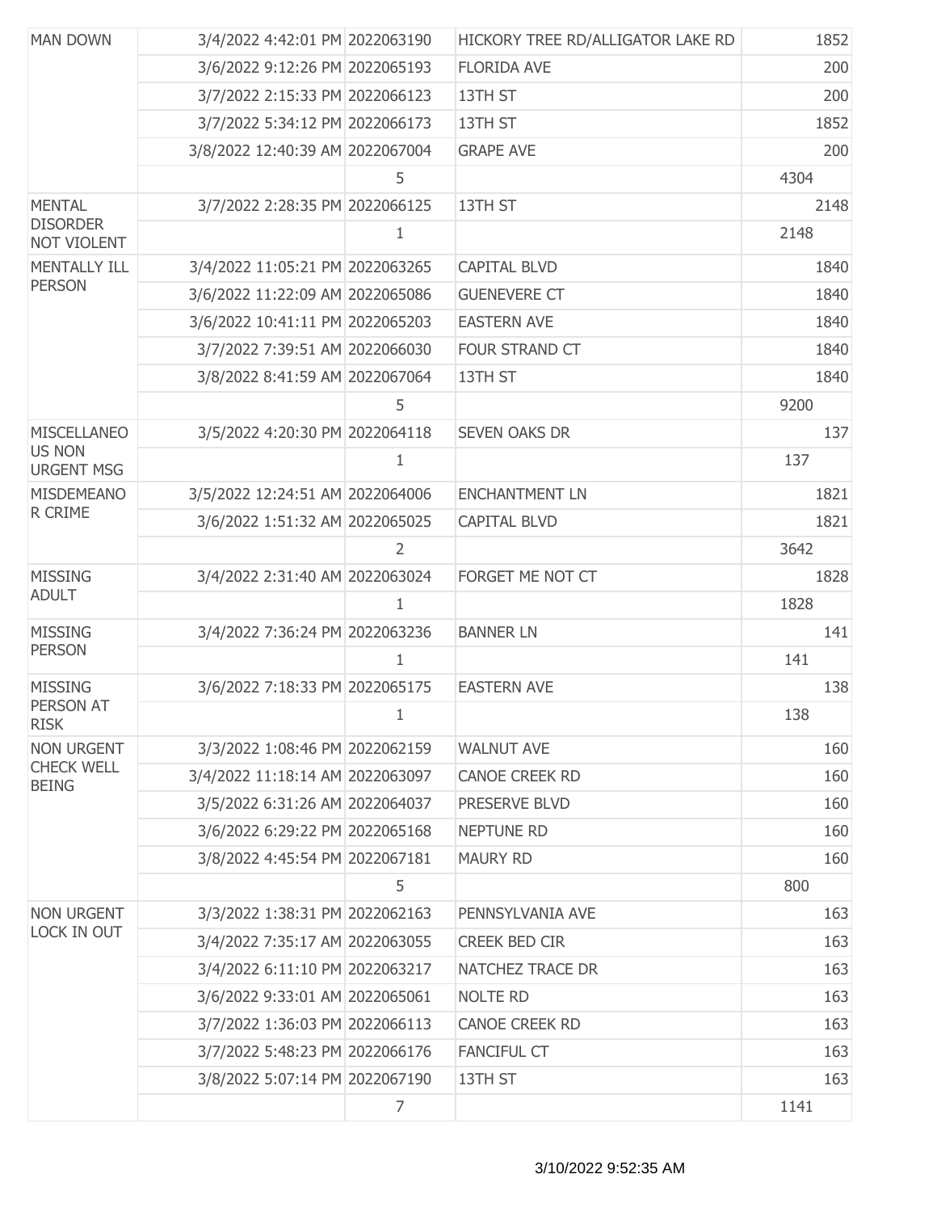| | | | | |
|---|---|---|---|---|
| MAN DOWN | 3/4/2022 4:42:01 PM | 2022063190 | HICKORY TREE RD/ALLIGATOR LAKE RD | 1852 |
| | 3/6/2022 9:12:26 PM | 2022065193 | FLORIDA AVE | 200 |
| | 3/7/2022 2:15:33 PM | 2022066123 | 13TH ST | 200 |
| | 3/7/2022 5:34:12 PM | 2022066173 | 13TH ST | 1852 |
| | 3/8/2022 12:40:39 AM | 2022067004 | GRAPE AVE | 200 |
| | | 5 | | 4304 |
| MENTAL DISORDER NOT VIOLENT | 3/7/2022 2:28:35 PM | 2022066125 | 13TH ST | 2148 |
| | | 1 | | 2148 |
| MENTALLY ILL PERSON | 3/4/2022 11:05:21 PM | 2022063265 | CAPITAL BLVD | 1840 |
| | 3/6/2022 11:22:09 AM | 2022065086 | GUENEVERE CT | 1840 |
| | 3/6/2022 10:41:11 PM | 2022065203 | EASTERN AVE | 1840 |
| | 3/7/2022 7:39:51 AM | 2022066030 | FOUR STRAND CT | 1840 |
| | 3/8/2022 8:41:59 AM | 2022067064 | 13TH ST | 1840 |
| | | 5 | | 9200 |
| MISCELLANEOUS NON URGENT MSG | 3/5/2022 4:20:30 PM | 2022064118 | SEVEN OAKS DR | 137 |
| | | 1 | | 137 |
| MISDEMEANOR CRIME | 3/5/2022 12:24:51 AM | 2022064006 | ENCHANTMENT LN | 1821 |
| | 3/6/2022 1:51:32 AM | 2022065025 | CAPITAL BLVD | 1821 |
| | | 2 | | 3642 |
| MISSING ADULT | 3/4/2022 2:31:40 AM | 2022063024 | FORGET ME NOT CT | 1828 |
| | | 1 | | 1828 |
| MISSING PERSON | 3/4/2022 7:36:24 PM | 2022063236 | BANNER LN | 141 |
| | | 1 | | 141 |
| MISSING PERSON AT RISK | 3/6/2022 7:18:33 PM | 2022065175 | EASTERN AVE | 138 |
| | | 1 | | 138 |
| NON URGENT CHECK WELL BEING | 3/3/2022 1:08:46 PM | 2022062159 | WALNUT AVE | 160 |
| | 3/4/2022 11:18:14 AM | 2022063097 | CANOE CREEK RD | 160 |
| | 3/5/2022 6:31:26 AM | 2022064037 | PRESERVE BLVD | 160 |
| | 3/6/2022 6:29:22 PM | 2022065168 | NEPTUNE RD | 160 |
| | 3/8/2022 4:45:54 PM | 2022067181 | MAURY RD | 160 |
| | | 5 | | 800 |
| NON URGENT LOCK IN OUT | 3/3/2022 1:38:31 PM | 2022062163 | PENNSYLVANIA AVE | 163 |
| | 3/4/2022 7:35:17 AM | 2022063055 | CREEK BED CIR | 163 |
| | 3/4/2022 6:11:10 PM | 2022063217 | NATCHEZ TRACE DR | 163 |
| | 3/6/2022 9:33:01 AM | 2022065061 | NOLTE RD | 163 |
| | 3/7/2022 1:36:03 PM | 2022066113 | CANOE CREEK RD | 163 |
| | 3/7/2022 5:48:23 PM | 2022066176 | FANCIFUL CT | 163 |
| | 3/8/2022 5:07:14 PM | 2022067190 | 13TH ST | 163 |
| | | 7 | | 1141 |

3/10/2022 9:52:35 AM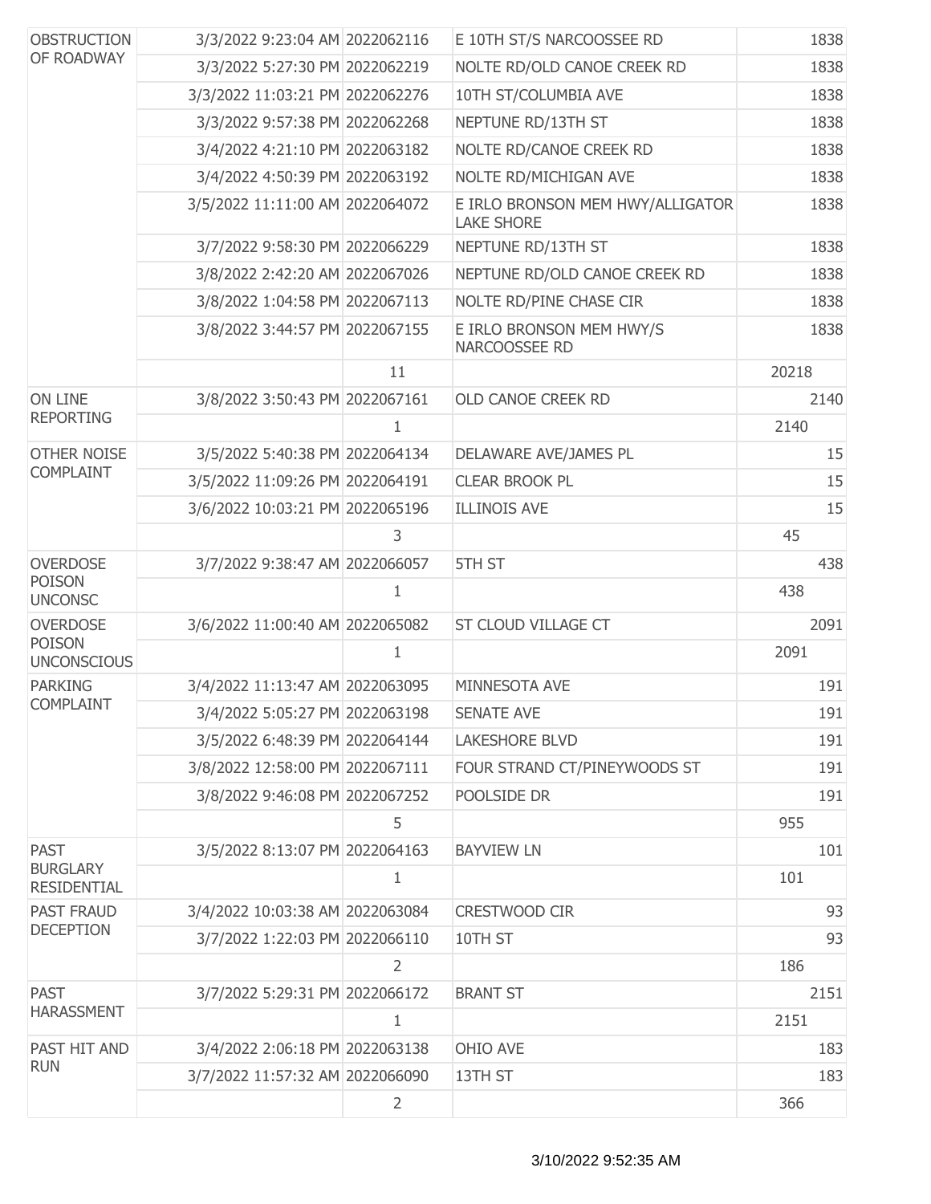| | | | | |
|---|---|---|---|---|
| OBSTRUCTION OF ROADWAY | 3/3/2022 9:23:04 AM | 2022062116 | E 10TH ST/S NARCOOSSEE RD | 1838 |
| | 3/3/2022 5:27:30 PM | 2022062219 | NOLTE RD/OLD CANOE CREEK RD | 1838 |
| | 3/3/2022 11:03:21 PM | 2022062276 | 10TH ST/COLUMBIA AVE | 1838 |
| | 3/3/2022 9:57:38 PM | 2022062268 | NEPTUNE RD/13TH ST | 1838 |
| | 3/4/2022 4:21:10 PM | 2022063182 | NOLTE RD/CANOE CREEK RD | 1838 |
| | 3/4/2022 4:50:39 PM | 2022063192 | NOLTE RD/MICHIGAN AVE | 1838 |
| | 3/5/2022 11:11:00 AM | 2022064072 | E IRLO BRONSON MEM HWY/ALLIGATOR LAKE SHORE | 1838 |
| | 3/7/2022 9:58:30 PM | 2022066229 | NEPTUNE RD/13TH ST | 1838 |
| | 3/8/2022 2:42:20 AM | 2022067026 | NEPTUNE RD/OLD CANOE CREEK RD | 1838 |
| | 3/8/2022 1:04:58 PM | 2022067113 | NOLTE RD/PINE CHASE CIR | 1838 |
| | 3/8/2022 3:44:57 PM | 2022067155 | E IRLO BRONSON MEM HWY/S NARCOOSSEE RD | 1838 |
| | | 11 | | 20218 |
| ON LINE REPORTING | 3/8/2022 3:50:43 PM | 2022067161 | OLD CANOE CREEK RD | 2140 |
| | | 1 | | 2140 |
| OTHER NOISE COMPLAINT | 3/5/2022 5:40:38 PM | 2022064134 | DELAWARE AVE/JAMES PL | 15 |
| | 3/5/2022 11:09:26 PM | 2022064191 | CLEAR BROOK PL | 15 |
| | 3/6/2022 10:03:21 PM | 2022065196 | ILLINOIS AVE | 15 |
| | | 3 | | 45 |
| OVERDOSE POISON UNCONSC | 3/7/2022 9:38:47 AM | 2022066057 | 5TH ST | 438 |
| | | 1 | | 438 |
| OVERDOSE POISON UNCONSCIOUS | 3/6/2022 11:00:40 AM | 2022065082 | ST CLOUD VILLAGE CT | 2091 |
| | | 1 | | 2091 |
| PARKING COMPLAINT | 3/4/2022 11:13:47 AM | 2022063095 | MINNESOTA AVE | 191 |
| | 3/4/2022 5:05:27 PM | 2022063198 | SENATE AVE | 191 |
| | 3/5/2022 6:48:39 PM | 2022064144 | LAKESHORE BLVD | 191 |
| | 3/8/2022 12:58:00 PM | 2022067111 | FOUR STRAND CT/PINEYWOODS ST | 191 |
| | 3/8/2022 9:46:08 PM | 2022067252 | POOLSIDE DR | 191 |
| | | 5 | | 955 |
| PAST BURGLARY RESIDENTIAL | 3/5/2022 8:13:07 PM | 2022064163 | BAYVIEW LN | 101 |
| | | 1 | | 101 |
| PAST FRAUD DECEPTION | 3/4/2022 10:03:38 AM | 2022063084 | CRESTWOOD CIR | 93 |
| | 3/7/2022 1:22:03 PM | 2022066110 | 10TH ST | 93 |
| | | 2 | | 186 |
| PAST HARASSMENT | 3/7/2022 5:29:31 PM | 2022066172 | BRANT ST | 2151 |
| | | 1 | | 2151 |
| PAST HIT AND RUN | 3/4/2022 2:06:18 PM | 2022063138 | OHIO AVE | 183 |
| | 3/7/2022 11:57:32 AM | 2022066090 | 13TH ST | 183 |
| | | 2 | | 366 |

3/10/2022 9:52:35 AM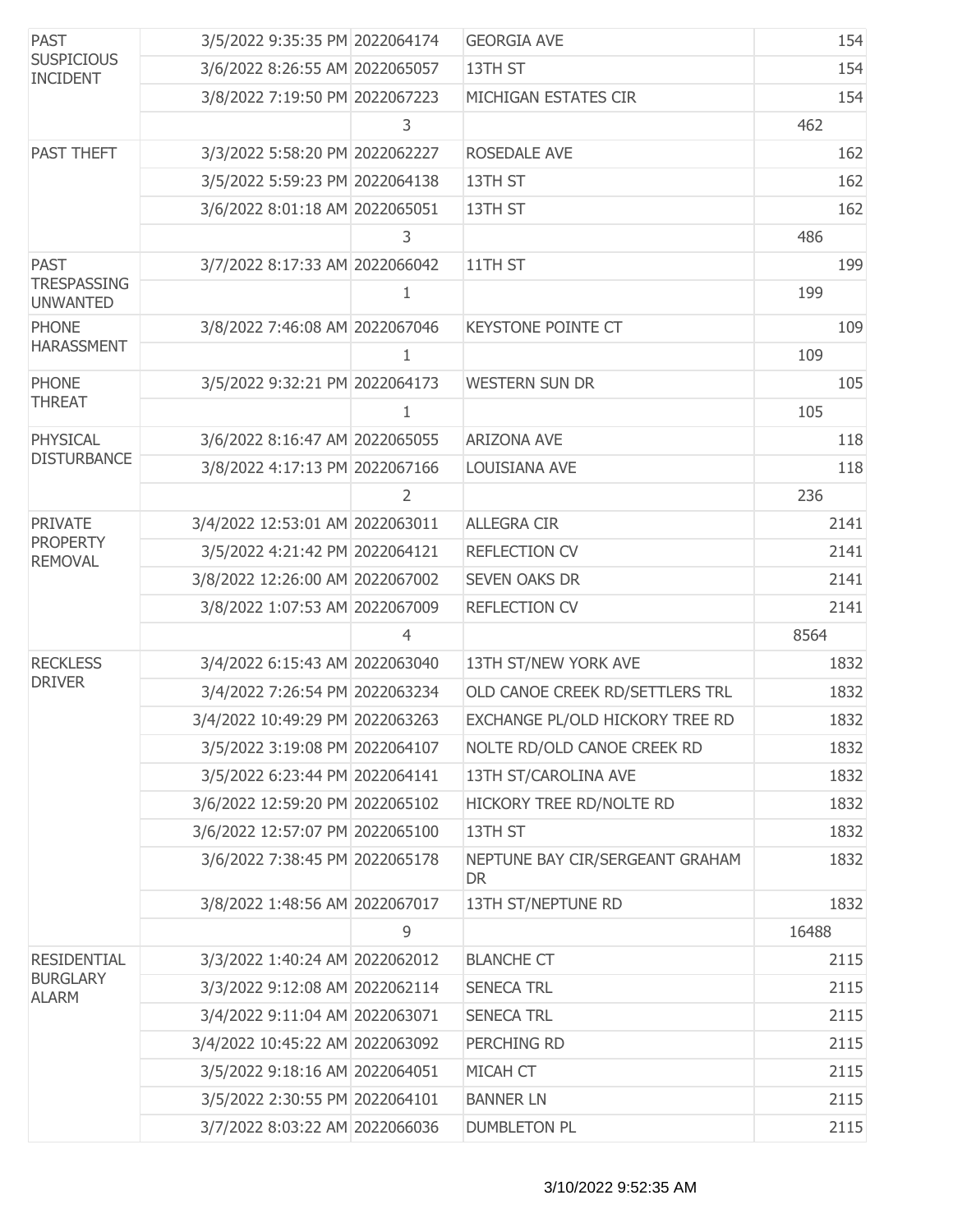| | | | | |
|---|---|---|---|---|
| PAST SUSPICIOUS INCIDENT | 3/5/2022 9:35:35 PM | 2022064174 | GEORGIA AVE | 154 |
| | 3/6/2022 8:26:55 AM | 2022065057 | 13TH ST | 154 |
| | 3/8/2022 7:19:50 PM | 2022067223 | MICHIGAN ESTATES CIR | 154 |
| | | 3 | | 462 |
| PAST THEFT | 3/3/2022 5:58:20 PM | 2022062227 | ROSEDALE AVE | 162 |
| | 3/5/2022 5:59:23 PM | 2022064138 | 13TH ST | 162 |
| | 3/6/2022 8:01:18 AM | 2022065051 | 13TH ST | 162 |
| | | 3 | | 486 |
| PAST TRESPASSING UNWANTED | 3/7/2022 8:17:33 AM | 2022066042 | 11TH ST | 199 |
| | | 1 | | 199 |
| PHONE HARASSMENT | 3/8/2022 7:46:08 AM | 2022067046 | KEYSTONE POINTE CT | 109 |
| | | 1 | | 109 |
| PHONE THREAT | 3/5/2022 9:32:21 PM | 2022064173 | WESTERN SUN DR | 105 |
| | | 1 | | 105 |
| PHYSICAL DISTURBANCE | 3/6/2022 8:16:47 AM | 2022065055 | ARIZONA AVE | 118 |
| | 3/8/2022 4:17:13 PM | 2022067166 | LOUISIANA AVE | 118 |
| | | 2 | | 236 |
| PRIVATE PROPERTY REMOVAL | 3/4/2022 12:53:01 AM | 2022063011 | ALLEGRA CIR | 2141 |
| | 3/5/2022 4:21:42 PM | 2022064121 | REFLECTION CV | 2141 |
| | 3/8/2022 12:26:00 AM | 2022067002 | SEVEN OAKS DR | 2141 |
| | 3/8/2022 1:07:53 AM | 2022067009 | REFLECTION CV | 2141 |
| | | 4 | | 8564 |
| RECKLESS DRIVER | 3/4/2022 6:15:43 AM | 2022063040 | 13TH ST/NEW YORK AVE | 1832 |
| | 3/4/2022 7:26:54 PM | 2022063234 | OLD CANOE CREEK RD/SETTLERS TRL | 1832 |
| | 3/4/2022 10:49:29 PM | 2022063263 | EXCHANGE PL/OLD HICKORY TREE RD | 1832 |
| | 3/5/2022 3:19:08 PM | 2022064107 | NOLTE RD/OLD CANOE CREEK RD | 1832 |
| | 3/5/2022 6:23:44 PM | 2022064141 | 13TH ST/CAROLINA AVE | 1832 |
| | 3/6/2022 12:59:20 PM | 2022065102 | HICKORY TREE RD/NOLTE RD | 1832 |
| | 3/6/2022 12:57:07 PM | 2022065100 | 13TH ST | 1832 |
| | 3/6/2022 7:38:45 PM | 2022065178 | NEPTUNE BAY CIR/SERGEANT GRAHAM DR | 1832 |
| | 3/8/2022 1:48:56 AM | 2022067017 | 13TH ST/NEPTUNE RD | 1832 |
| | | 9 | | 16488 |
| RESIDENTIAL BURGLARY ALARM | 3/3/2022 1:40:24 AM | 2022062012 | BLANCHE CT | 2115 |
| | 3/3/2022 9:12:08 AM | 2022062114 | SENECA TRL | 2115 |
| | 3/4/2022 9:11:04 AM | 2022063071 | SENECA TRL | 2115 |
| | 3/4/2022 10:45:22 AM | 2022063092 | PERCHING RD | 2115 |
| | 3/5/2022 9:18:16 AM | 2022064051 | MICAH CT | 2115 |
| | 3/5/2022 2:30:55 PM | 2022064101 | BANNER LN | 2115 |
| | 3/7/2022 8:03:22 AM | 2022066036 | DUMBLETON PL | 2115 |

3/10/2022 9:52:35 AM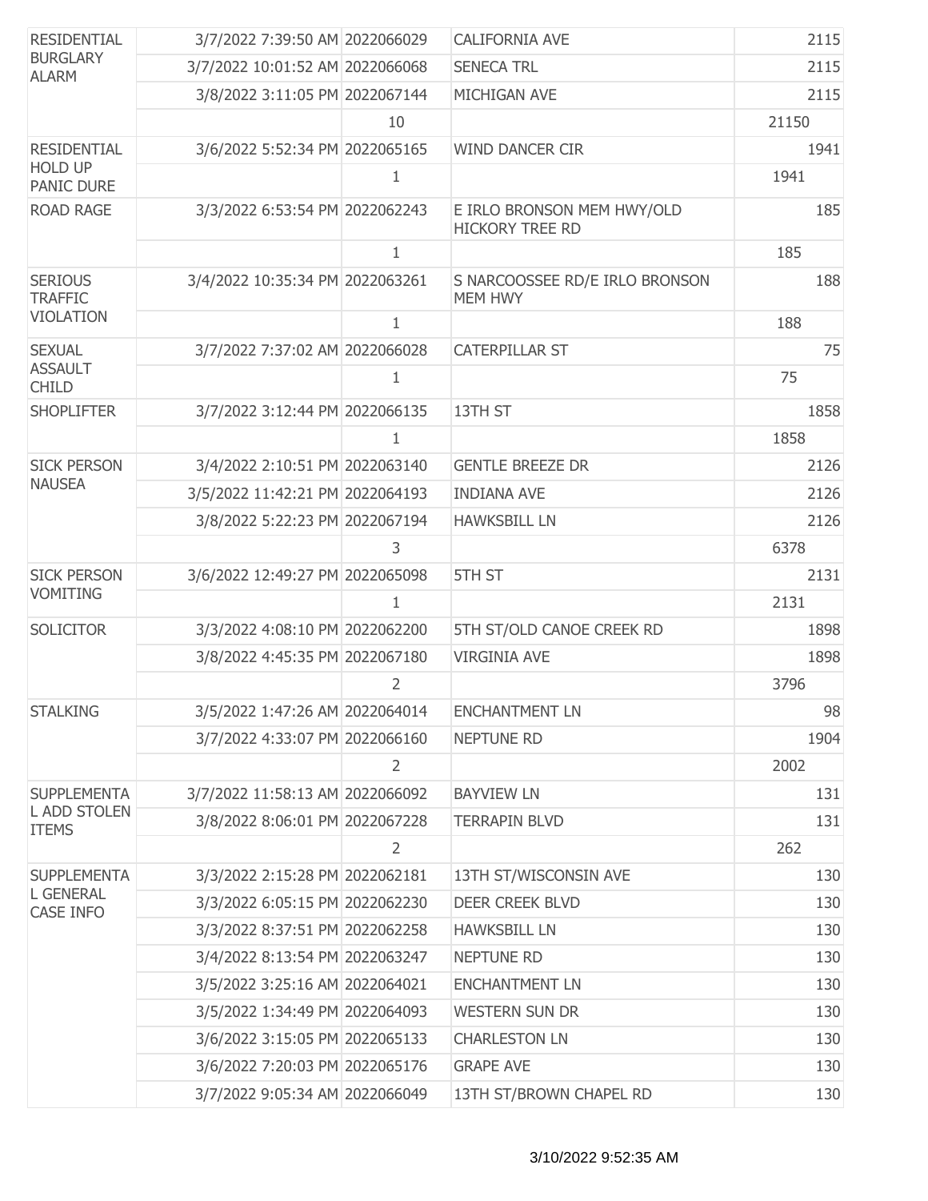| | | | | |
|---|---|---|---|---|
| RESIDENTIAL BURGLARY ALARM | 3/7/2022 7:39:50 AM | 2022066029 | CALIFORNIA AVE | 2115 |
| | 3/7/2022 10:01:52 AM | 2022066068 | SENECA TRL | 2115 |
| | 3/8/2022 3:11:05 PM | 2022067144 | MICHIGAN AVE | 2115 |
| | | 10 | | 21150 |
| RESIDENTIAL HOLD UP PANIC DURE | 3/6/2022 5:52:34 PM | 2022065165 | WIND DANCER CIR | 1941 |
| | | 1 | | 1941 |
| ROAD RAGE | 3/3/2022 6:53:54 PM | 2022062243 | E IRLO BRONSON MEM HWY/OLD HICKORY TREE RD | 185 |
| | | 1 | | 185 |
| SERIOUS TRAFFIC VIOLATION | 3/4/2022 10:35:34 PM | 2022063261 | S NARCOOSSEE RD/E IRLO BRONSON MEM HWY | 188 |
| | | 1 | | 188 |
| SEXUAL ASSAULT CHILD | 3/7/2022 7:37:02 AM | 2022066028 | CATERPILLAR ST | 75 |
| | | 1 | | 75 |
| SHOPLIFTER | 3/7/2022 3:12:44 PM | 2022066135 | 13TH ST | 1858 |
| | | 1 | | 1858 |
| SICK PERSON NAUSEA | 3/4/2022 2:10:51 PM | 2022063140 | GENTLE BREEZE DR | 2126 |
| | 3/5/2022 11:42:21 PM | 2022064193 | INDIANA AVE | 2126 |
| | 3/8/2022 5:22:23 PM | 2022067194 | HAWKSBILL LN | 2126 |
| | | 3 | | 6378 |
| SICK PERSON VOMITING | 3/6/2022 12:49:27 PM | 2022065098 | 5TH ST | 2131 |
| | | 1 | | 2131 |
| SOLICITOR | 3/3/2022 4:08:10 PM | 2022062200 | 5TH ST/OLD CANOE CREEK RD | 1898 |
| | 3/8/2022 4:45:35 PM | 2022067180 | VIRGINIA AVE | 1898 |
| | | 2 | | 3796 |
| STALKING | 3/5/2022 1:47:26 AM | 2022064014 | ENCHANTMENT LN | 98 |
| | 3/7/2022 4:33:07 PM | 2022066160 | NEPTUNE RD | 1904 |
| | | 2 | | 2002 |
| SUPPLEMENTAL ADD STOLEN ITEMS | 3/7/2022 11:58:13 AM | 2022066092 | BAYVIEW LN | 131 |
| | 3/8/2022 8:06:01 PM | 2022067228 | TERRAPIN BLVD | 131 |
| | | 2 | | 262 |
| SUPPLEMENTAL GENERAL CASE INFO | 3/3/2022 2:15:28 PM | 2022062181 | 13TH ST/WISCONSIN AVE | 130 |
| | 3/3/2022 6:05:15 PM | 2022062230 | DEER CREEK BLVD | 130 |
| | 3/3/2022 8:37:51 PM | 2022062258 | HAWKSBILL LN | 130 |
| | 3/4/2022 8:13:54 PM | 2022063247 | NEPTUNE RD | 130 |
| | 3/5/2022 3:25:16 AM | 2022064021 | ENCHANTMENT LN | 130 |
| | 3/5/2022 1:34:49 PM | 2022064093 | WESTERN SUN DR | 130 |
| | 3/6/2022 3:15:05 PM | 2022065133 | CHARLESTON LN | 130 |
| | 3/6/2022 7:20:03 PM | 2022065176 | GRAPE AVE | 130 |
| | 3/7/2022 9:05:34 AM | 2022066049 | 13TH ST/BROWN CHAPEL RD | 130 |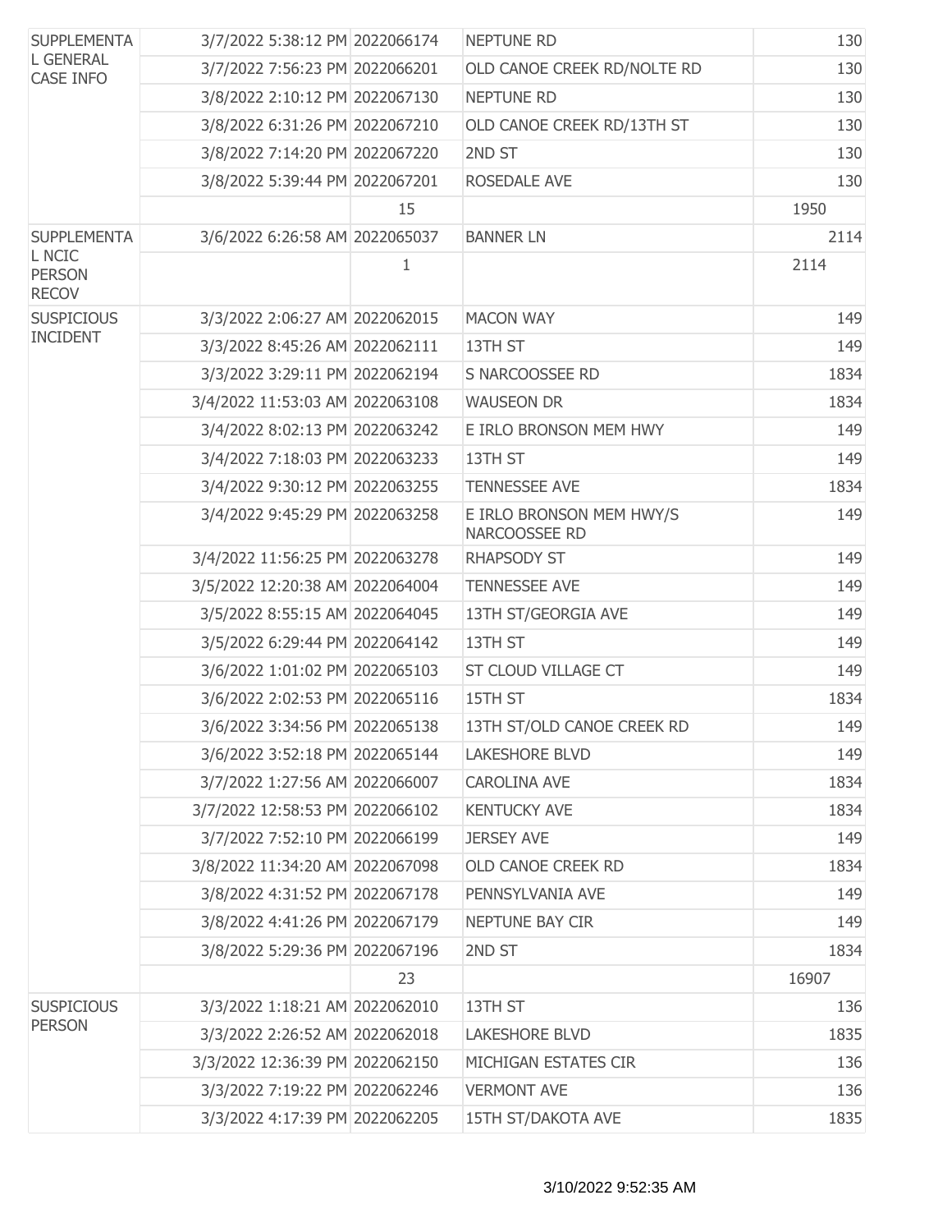| | | | | |
|---|---|---|---|---|
| SUPPLEMENTAL GENERAL CASE INFO | 3/7/2022 5:38:12 PM | 2022066174 | NEPTUNE RD | 130 |
| | 3/7/2022 7:56:23 PM | 2022066201 | OLD CANOE CREEK RD/NOLTE RD | 130 |
| | 3/8/2022 2:10:12 PM | 2022067130 | NEPTUNE RD | 130 |
| | 3/8/2022 6:31:26 PM | 2022067210 | OLD CANOE CREEK RD/13TH ST | 130 |
| | 3/8/2022 7:14:20 PM | 2022067220 | 2ND ST | 130 |
| | 3/8/2022 5:39:44 PM | 2022067201 | ROSEDALE AVE | 130 |
| | | 15 | | 1950 |
| SUPPLEMENTAL NCIC PERSON RECOV | 3/6/2022 6:26:58 AM | 2022065037 | BANNER LN | 2114 |
| | | 1 | | 2114 |
| SUSPICIOUS INCIDENT | 3/3/2022 2:06:27 AM | 2022062015 | MACON WAY | 149 |
| | 3/3/2022 8:45:26 AM | 2022062111 | 13TH ST | 149 |
| | 3/3/2022 3:29:11 PM | 2022062194 | S NARCOOSSEE RD | 1834 |
| | 3/4/2022 11:53:03 AM | 2022063108 | WAUSEON DR | 1834 |
| | 3/4/2022 8:02:13 PM | 2022063242 | E IRLO BRONSON MEM HWY | 149 |
| | 3/4/2022 7:18:03 PM | 2022063233 | 13TH ST | 149 |
| | 3/4/2022 9:30:12 PM | 2022063255 | TENNESSEE AVE | 1834 |
| | 3/4/2022 9:45:29 PM | 2022063258 | E IRLO BRONSON MEM HWY/S NARCOOSSEE RD | 149 |
| | 3/4/2022 11:56:25 PM | 2022063278 | RHAPSODY ST | 149 |
| | 3/5/2022 12:20:38 AM | 2022064004 | TENNESSEE AVE | 149 |
| | 3/5/2022 8:55:15 AM | 2022064045 | 13TH ST/GEORGIA AVE | 149 |
| | 3/5/2022 6:29:44 PM | 2022064142 | 13TH ST | 149 |
| | 3/6/2022 1:01:02 PM | 2022065103 | ST CLOUD VILLAGE CT | 149 |
| | 3/6/2022 2:02:53 PM | 2022065116 | 15TH ST | 1834 |
| | 3/6/2022 3:34:56 PM | 2022065138 | 13TH ST/OLD CANOE CREEK RD | 149 |
| | 3/6/2022 3:52:18 PM | 2022065144 | LAKESHORE BLVD | 149 |
| | 3/7/2022 1:27:56 AM | 2022066007 | CAROLINA AVE | 1834 |
| | 3/7/2022 12:58:53 PM | 2022066102 | KENTUCKY AVE | 1834 |
| | 3/7/2022 7:52:10 PM | 2022066199 | JERSEY AVE | 149 |
| | 3/8/2022 11:34:20 AM | 2022067098 | OLD CANOE CREEK RD | 1834 |
| | 3/8/2022 4:31:52 PM | 2022067178 | PENNSYLVANIA AVE | 149 |
| | 3/8/2022 4:41:26 PM | 2022067179 | NEPTUNE BAY CIR | 149 |
| | 3/8/2022 5:29:36 PM | 2022067196 | 2ND ST | 1834 |
| | | 23 | | 16907 |
| SUSPICIOUS PERSON | 3/3/2022 1:18:21 AM | 2022062010 | 13TH ST | 136 |
| | 3/3/2022 2:26:52 AM | 2022062018 | LAKESHORE BLVD | 1835 |
| | 3/3/2022 12:36:39 PM | 2022062150 | MICHIGAN ESTATES CIR | 136 |
| | 3/3/2022 7:19:22 PM | 2022062246 | VERMONT AVE | 136 |
| | 3/3/2022 4:17:39 PM | 2022062205 | 15TH ST/DAKOTA AVE | 1835 |

3/10/2022 9:52:35 AM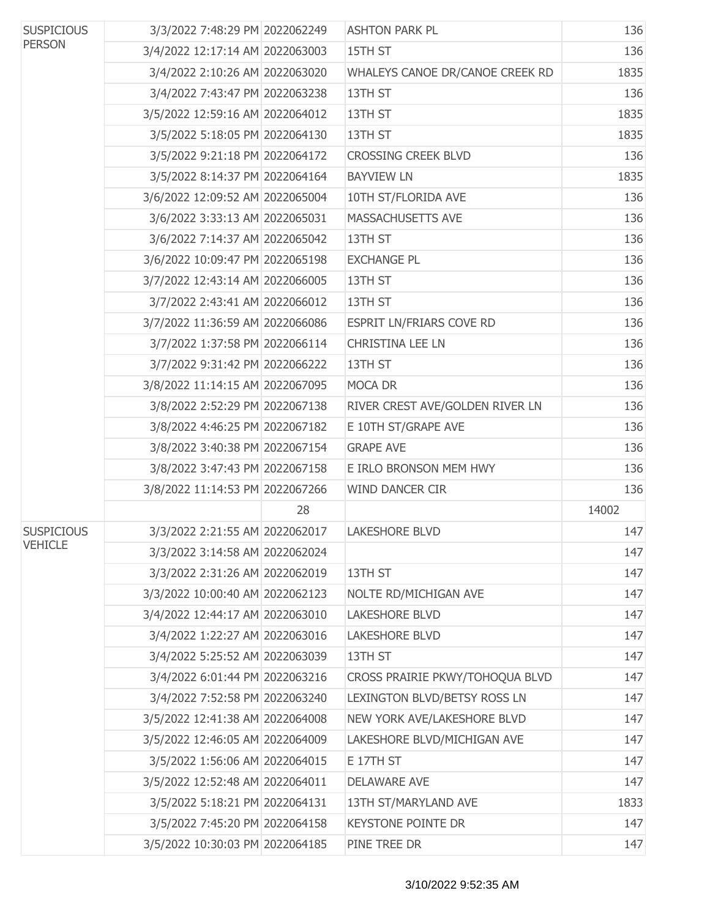| | | | | |
|---|---|---|---|---|
| SUSPICIOUS PERSON | 3/3/2022 7:48:29 PM | 2022062249 | ASHTON PARK PL | 136 |
| | 3/4/2022 12:17:14 AM | 2022063003 | 15TH ST | 136 |
| | 3/4/2022 2:10:26 AM | 2022063020 | WHALEYS CANOE DR/CANOE CREEK RD | 1835 |
| | 3/4/2022 7:43:47 PM | 2022063238 | 13TH ST | 136 |
| | 3/5/2022 12:59:16 AM | 2022064012 | 13TH ST | 1835 |
| | 3/5/2022 5:18:05 PM | 2022064130 | 13TH ST | 1835 |
| | 3/5/2022 9:21:18 PM | 2022064172 | CROSSING CREEK BLVD | 136 |
| | 3/5/2022 8:14:37 PM | 2022064164 | BAYVIEW LN | 1835 |
| | 3/6/2022 12:09:52 AM | 2022065004 | 10TH ST/FLORIDA AVE | 136 |
| | 3/6/2022 3:33:13 AM | 2022065031 | MASSACHUSETTS AVE | 136 |
| | 3/6/2022 7:14:37 AM | 2022065042 | 13TH ST | 136 |
| | 3/6/2022 10:09:47 PM | 2022065198 | EXCHANGE PL | 136 |
| | 3/7/2022 12:43:14 AM | 2022066005 | 13TH ST | 136 |
| | 3/7/2022 2:43:41 AM | 2022066012 | 13TH ST | 136 |
| | 3/7/2022 11:36:59 AM | 2022066086 | ESPRIT LN/FRIARS COVE RD | 136 |
| | 3/7/2022 1:37:58 PM | 2022066114 | CHRISTINA LEE LN | 136 |
| | 3/7/2022 9:31:42 PM | 2022066222 | 13TH ST | 136 |
| | 3/8/2022 11:14:15 AM | 2022067095 | MOCA DR | 136 |
| | 3/8/2022 2:52:29 PM | 2022067138 | RIVER CREST AVE/GOLDEN RIVER LN | 136 |
| | 3/8/2022 4:46:25 PM | 2022067182 | E 10TH ST/GRAPE AVE | 136 |
| | 3/8/2022 3:40:38 PM | 2022067154 | GRAPE AVE | 136 |
| | 3/8/2022 3:47:43 PM | 2022067158 | E IRLO BRONSON MEM HWY | 136 |
| | 3/8/2022 11:14:53 PM | 2022067266 | WIND DANCER CIR | 136 |
| | | 28 | | 14002 |
| SUSPICIOUS VEHICLE | 3/3/2022 2:21:55 AM | 2022062017 | LAKESHORE BLVD | 147 |
| | 3/3/2022 3:14:58 AM | 2022062024 | | 147 |
| | 3/3/2022 2:31:26 AM | 2022062019 | 13TH ST | 147 |
| | 3/3/2022 10:00:40 AM | 2022062123 | NOLTE RD/MICHIGAN AVE | 147 |
| | 3/4/2022 12:44:17 AM | 2022063010 | LAKESHORE BLVD | 147 |
| | 3/4/2022 1:22:27 AM | 2022063016 | LAKESHORE BLVD | 147 |
| | 3/4/2022 5:25:52 AM | 2022063039 | 13TH ST | 147 |
| | 3/4/2022 6:01:44 PM | 2022063216 | CROSS PRAIRIE PKWY/TOHOQUA BLVD | 147 |
| | 3/4/2022 7:52:58 PM | 2022063240 | LEXINGTON BLVD/BETSY ROSS LN | 147 |
| | 3/5/2022 12:41:38 AM | 2022064008 | NEW YORK AVE/LAKESHORE BLVD | 147 |
| | 3/5/2022 12:46:05 AM | 2022064009 | LAKESHORE BLVD/MICHIGAN AVE | 147 |
| | 3/5/2022 1:56:06 AM | 2022064015 | E 17TH ST | 147 |
| | 3/5/2022 12:52:48 AM | 2022064011 | DELAWARE AVE | 147 |
| | 3/5/2022 5:18:21 PM | 2022064131 | 13TH ST/MARYLAND AVE | 1833 |
| | 3/5/2022 7:45:20 PM | 2022064158 | KEYSTONE POINTE DR | 147 |
| | 3/5/2022 10:30:03 PM | 2022064185 | PINE TREE DR | 147 |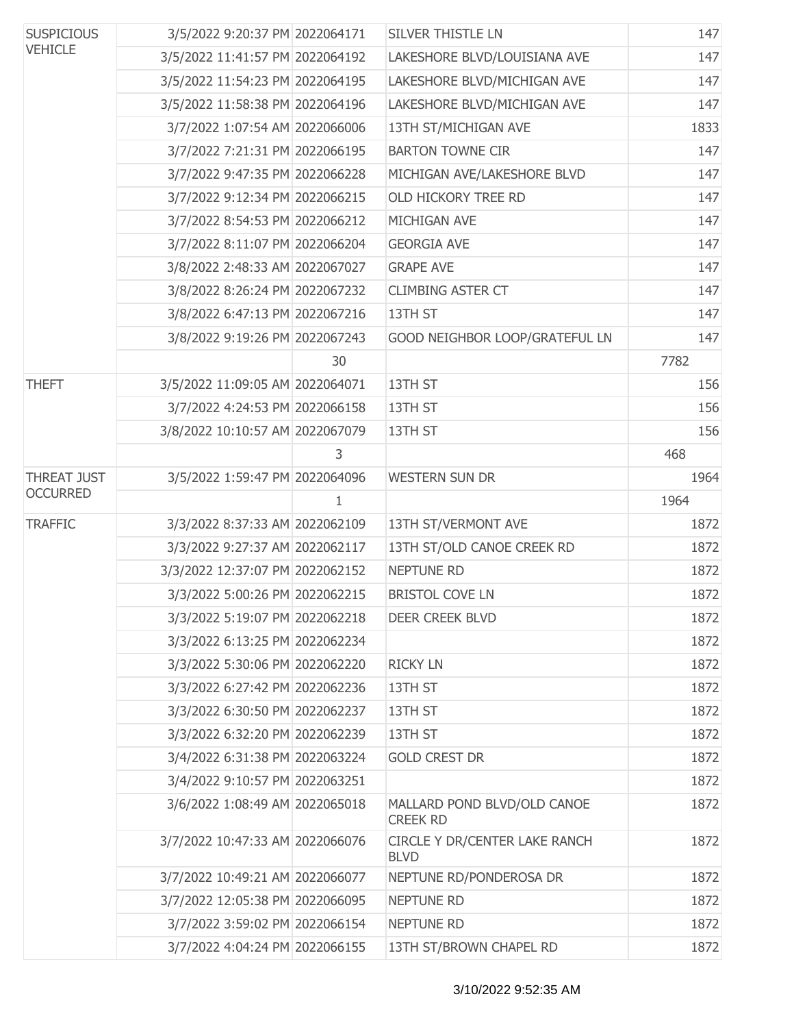| | | | | |
|---|---|---|---|---|
| SUSPICIOUS VEHICLE | 3/5/2022 9:20:37 PM | 2022064171 | SILVER THISTLE LN | 147 |
| | 3/5/2022 11:41:57 PM | 2022064192 | LAKESHORE BLVD/LOUISIANA AVE | 147 |
| | 3/5/2022 11:54:23 PM | 2022064195 | LAKESHORE BLVD/MICHIGAN AVE | 147 |
| | 3/5/2022 11:58:38 PM | 2022064196 | LAKESHORE BLVD/MICHIGAN AVE | 147 |
| | 3/7/2022 1:07:54 AM | 2022066006 | 13TH ST/MICHIGAN AVE | 1833 |
| | 3/7/2022 7:21:31 PM | 2022066195 | BARTON TOWNE CIR | 147 |
| | 3/7/2022 9:47:35 PM | 2022066228 | MICHIGAN AVE/LAKESHORE BLVD | 147 |
| | 3/7/2022 9:12:34 PM | 2022066215 | OLD HICKORY TREE RD | 147 |
| | 3/7/2022 8:54:53 PM | 2022066212 | MICHIGAN AVE | 147 |
| | 3/7/2022 8:11:07 PM | 2022066204 | GEORGIA AVE | 147 |
| | 3/8/2022 2:48:33 AM | 2022067027 | GRAPE AVE | 147 |
| | 3/8/2022 8:26:24 PM | 2022067232 | CLIMBING ASTER CT | 147 |
| | 3/8/2022 6:47:13 PM | 2022067216 | 13TH ST | 147 |
| | 3/8/2022 9:19:26 PM | 2022067243 | GOOD NEIGHBOR LOOP/GRATEFUL LN | 147 |
| | | 30 | | 7782 |
| THEFT | 3/5/2022 11:09:05 AM | 2022064071 | 13TH ST | 156 |
| | 3/7/2022 4:24:53 PM | 2022066158 | 13TH ST | 156 |
| | 3/8/2022 10:10:57 AM | 2022067079 | 13TH ST | 156 |
| | | 3 | | 468 |
| THREAT JUST OCCURRED | 3/5/2022 1:59:47 PM | 2022064096 | WESTERN SUN DR | 1964 |
| | | 1 | | 1964 |
| TRAFFIC | 3/3/2022 8:37:33 AM | 2022062109 | 13TH ST/VERMONT AVE | 1872 |
| | 3/3/2022 9:27:37 AM | 2022062117 | 13TH ST/OLD CANOE CREEK RD | 1872 |
| | 3/3/2022 12:37:07 PM | 2022062152 | NEPTUNE RD | 1872 |
| | 3/3/2022 5:00:26 PM | 2022062215 | BRISTOL COVE LN | 1872 |
| | 3/3/2022 5:19:07 PM | 2022062218 | DEER CREEK BLVD | 1872 |
| | 3/3/2022 6:13:25 PM | 2022062234 | | 1872 |
| | 3/3/2022 5:30:06 PM | 2022062220 | RICKY LN | 1872 |
| | 3/3/2022 6:27:42 PM | 2022062236 | 13TH ST | 1872 |
| | 3/3/2022 6:30:50 PM | 2022062237 | 13TH ST | 1872 |
| | 3/3/2022 6:32:20 PM | 2022062239 | 13TH ST | 1872 |
| | 3/4/2022 6:31:38 PM | 2022063224 | GOLD CREST DR | 1872 |
| | 3/4/2022 9:10:57 PM | 2022063251 | | 1872 |
| | 3/6/2022 1:08:49 AM | 2022065018 | MALLARD POND BLVD/OLD CANOE CREEK RD | 1872 |
| | 3/7/2022 10:47:33 AM | 2022066076 | CIRCLE Y DR/CENTER LAKE RANCH BLVD | 1872 |
| | 3/7/2022 10:49:21 AM | 2022066077 | NEPTUNE RD/PONDEROSA DR | 1872 |
| | 3/7/2022 12:05:38 PM | 2022066095 | NEPTUNE RD | 1872 |
| | 3/7/2022 3:59:02 PM | 2022066154 | NEPTUNE RD | 1872 |
| | 3/7/2022 4:04:24 PM | 2022066155 | 13TH ST/BROWN CHAPEL RD | 1872 |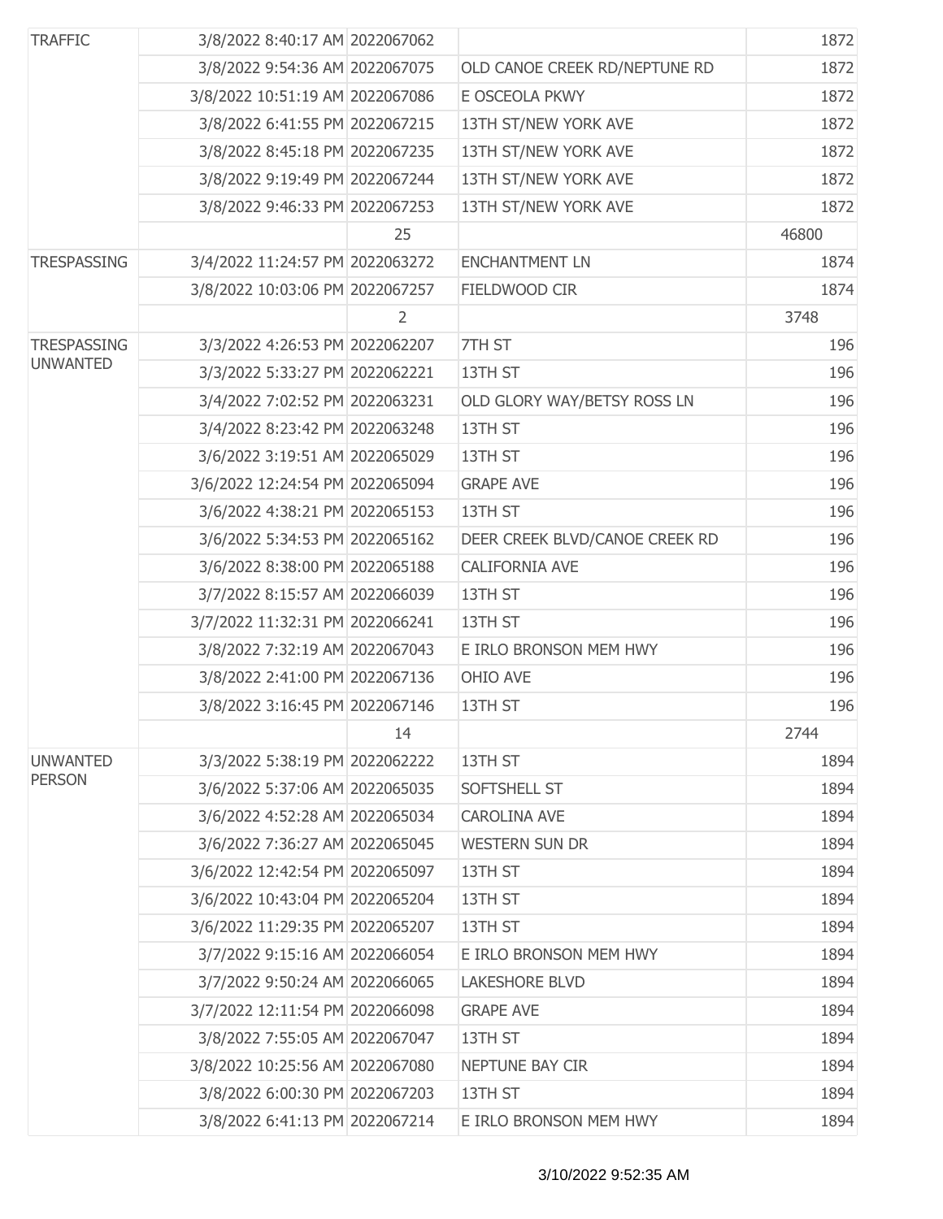| | | | | |
|---|---|---|---|---|
| TRAFFIC | 3/8/2022 8:40:17 AM | 2022067062 | | 1872 |
| | 3/8/2022 9:54:36 AM | 2022067075 | OLD CANOE CREEK RD/NEPTUNE RD | 1872 |
| | 3/8/2022 10:51:19 AM | 2022067086 | E OSCEOLA PKWY | 1872 |
| | 3/8/2022 6:41:55 PM | 2022067215 | 13TH ST/NEW YORK AVE | 1872 |
| | 3/8/2022 8:45:18 PM | 2022067235 | 13TH ST/NEW YORK AVE | 1872 |
| | 3/8/2022 9:19:49 PM | 2022067244 | 13TH ST/NEW YORK AVE | 1872 |
| | 3/8/2022 9:46:33 PM | 2022067253 | 13TH ST/NEW YORK AVE | 1872 |
| | | 25 | | 46800 |
| TRESPASSING | 3/4/2022 11:24:57 PM | 2022063272 | ENCHANTMENT LN | 1874 |
| | 3/8/2022 10:03:06 PM | 2022067257 | FIELDWOOD CIR | 1874 |
| | | 2 | | 3748 |
| TRESPASSING UNWANTED | 3/3/2022 4:26:53 PM | 2022062207 | 7TH ST | 196 |
| | 3/3/2022 5:33:27 PM | 2022062221 | 13TH ST | 196 |
| | 3/4/2022 7:02:52 PM | 2022063231 | OLD GLORY WAY/BETSY ROSS LN | 196 |
| | 3/4/2022 8:23:42 PM | 2022063248 | 13TH ST | 196 |
| | 3/6/2022 3:19:51 AM | 2022065029 | 13TH ST | 196 |
| | 3/6/2022 12:24:54 PM | 2022065094 | GRAPE AVE | 196 |
| | 3/6/2022 4:38:21 PM | 2022065153 | 13TH ST | 196 |
| | 3/6/2022 5:34:53 PM | 2022065162 | DEER CREEK BLVD/CANOE CREEK RD | 196 |
| | 3/6/2022 8:38:00 PM | 2022065188 | CALIFORNIA AVE | 196 |
| | 3/7/2022 8:15:57 AM | 2022066039 | 13TH ST | 196 |
| | 3/7/2022 11:32:31 PM | 2022066241 | 13TH ST | 196 |
| | 3/8/2022 7:32:19 AM | 2022067043 | E IRLO BRONSON MEM HWY | 196 |
| | 3/8/2022 2:41:00 PM | 2022067136 | OHIO AVE | 196 |
| | 3/8/2022 3:16:45 PM | 2022067146 | 13TH ST | 196 |
| | | 14 | | 2744 |
| UNWANTED PERSON | 3/3/2022 5:38:19 PM | 2022062222 | 13TH ST | 1894 |
| | 3/6/2022 5:37:06 AM | 2022065035 | SOFTSHELL ST | 1894 |
| | 3/6/2022 4:52:28 AM | 2022065034 | CAROLINA AVE | 1894 |
| | 3/6/2022 7:36:27 AM | 2022065045 | WESTERN SUN DR | 1894 |
| | 3/6/2022 12:42:54 PM | 2022065097 | 13TH ST | 1894 |
| | 3/6/2022 10:43:04 PM | 2022065204 | 13TH ST | 1894 |
| | 3/6/2022 11:29:35 PM | 2022065207 | 13TH ST | 1894 |
| | 3/7/2022 9:15:16 AM | 2022066054 | E IRLO BRONSON MEM HWY | 1894 |
| | 3/7/2022 9:50:24 AM | 2022066065 | LAKESHORE BLVD | 1894 |
| | 3/7/2022 12:11:54 PM | 2022066098 | GRAPE AVE | 1894 |
| | 3/8/2022 7:55:05 AM | 2022067047 | 13TH ST | 1894 |
| | 3/8/2022 10:25:56 AM | 2022067080 | NEPTUNE BAY CIR | 1894 |
| | 3/8/2022 6:00:30 PM | 2022067203 | 13TH ST | 1894 |
| | 3/8/2022 6:41:13 PM | 2022067214 | E IRLO BRONSON MEM HWY | 1894 |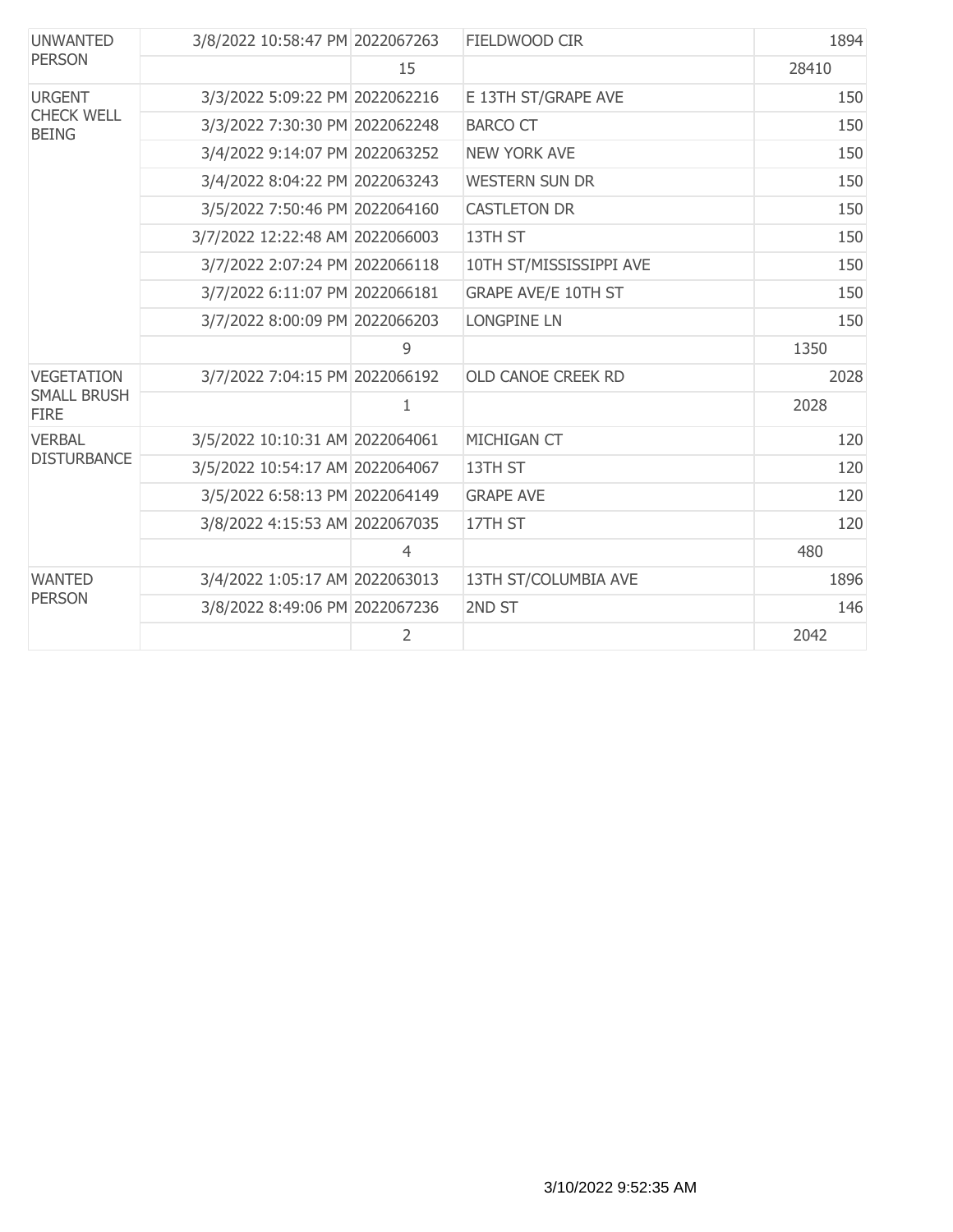| | | | | |
|---|---|---|---|---|
| UNWANTED PERSON | 3/8/2022 10:58:47 PM | 2022067263 | FIELDWOOD CIR | 1894 |
| | | 15 | | 28410 |
| URGENT CHECK WELL BEING | 3/3/2022 5:09:22 PM | 2022062216 | E 13TH ST/GRAPE AVE | 150 |
| | 3/3/2022 7:30:30 PM | 2022062248 | BARCO CT | 150 |
| | 3/4/2022 9:14:07 PM | 2022063252 | NEW YORK AVE | 150 |
| | 3/4/2022 8:04:22 PM | 2022063243 | WESTERN SUN DR | 150 |
| | 3/5/2022 7:50:46 PM | 2022064160 | CASTLETON DR | 150 |
| | 3/7/2022 12:22:48 AM | 2022066003 | 13TH ST | 150 |
| | 3/7/2022 2:07:24 PM | 2022066118 | 10TH ST/MISSISSIPPI AVE | 150 |
| | 3/7/2022 6:11:07 PM | 2022066181 | GRAPE AVE/E 10TH ST | 150 |
| | 3/7/2022 8:00:09 PM | 2022066203 | LONGPINE LN | 150 |
| | | 9 | | 1350 |
| VEGETATION SMALL BRUSH FIRE | 3/7/2022 7:04:15 PM | 2022066192 | OLD CANOE CREEK RD | 2028 |
| | | 1 | | 2028 |
| VERBAL DISTURBANCE | 3/5/2022 10:10:31 AM | 2022064061 | MICHIGAN CT | 120 |
| | 3/5/2022 10:54:17 AM | 2022064067 | 13TH ST | 120 |
| | 3/5/2022 6:58:13 PM | 2022064149 | GRAPE AVE | 120 |
| | 3/8/2022 4:15:53 AM | 2022067035 | 17TH ST | 120 |
| | | 4 | | 480 |
| WANTED PERSON | 3/4/2022 1:05:17 AM | 2022063013 | 13TH ST/COLUMBIA AVE | 1896 |
| | 3/8/2022 8:49:06 PM | 2022067236 | 2ND ST | 146 |
| | | 2 | | 2042 |

3/10/2022 9:52:35 AM